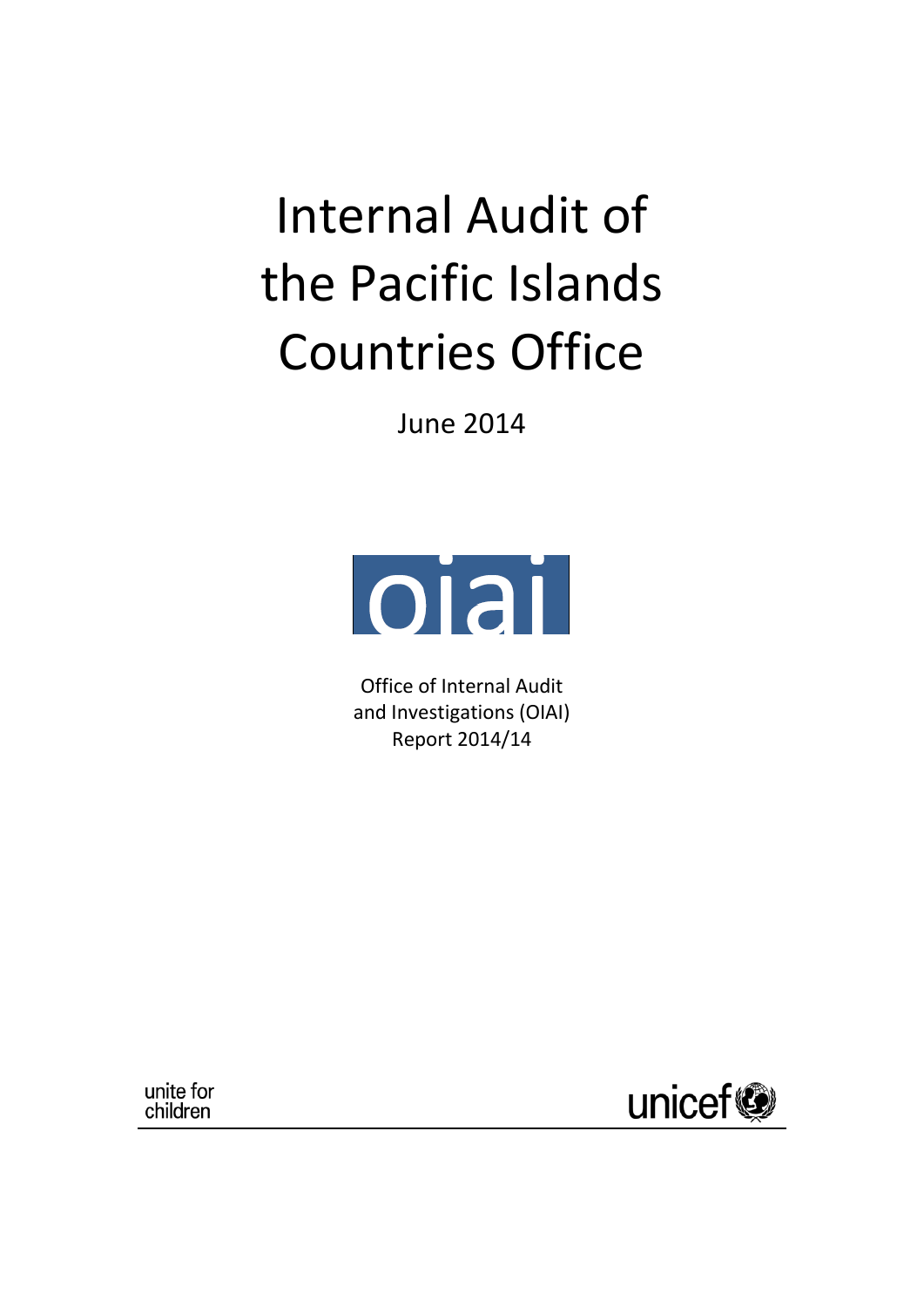# Internal Audit of the Pacific Islands Countries Office

June 2014

oiai

Office of Internal Audit and Investigations (OIAI)
Report 2014/14

unite for children

unicef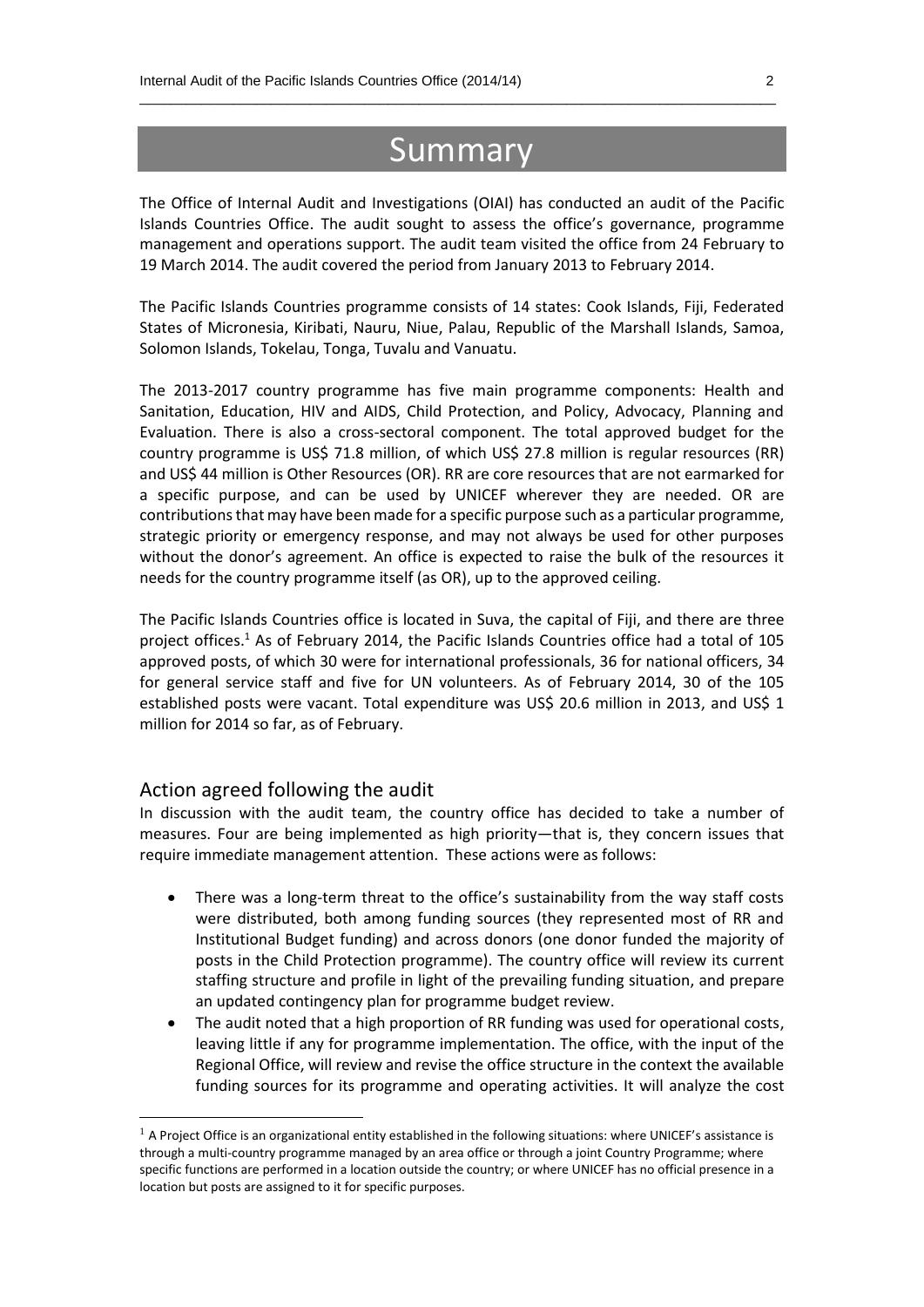# Summary

The Office of Internal Audit and Investigations (OIAI) has conducted an audit of the Pacific Islands Countries Office. The audit sought to assess the office's governance, programme management and operations support. The audit team visited the office from 24 February to 19 March 2014. The audit covered the period from January 2013 to February 2014.

The Pacific Islands Countries programme consists of 14 states: Cook Islands, Fiji, Federated States of Micronesia, Kiribati, Nauru, Niue, Palau, Republic of the Marshall Islands, Samoa, Solomon Islands, Tokelau, Tonga, Tuvalu and Vanuatu.

The 2013-2017 country programme has five main programme components: Health and Sanitation, Education, HIV and AIDS, Child Protection, and Policy, Advocacy, Planning and Evaluation. There is also a cross-sectoral component. The total approved budget for the country programme is US$ 71.8 million, of which US$ 27.8 million is regular resources (RR) and US$ 44 million is Other Resources (OR). RR are core resources that are not earmarked for a specific purpose, and can be used by UNICEF wherever they are needed. OR are contributions that may have been made for a specific purpose such as a particular programme, strategic priority or emergency response, and may not always be used for other purposes without the donor's agreement. An office is expected to raise the bulk of the resources it needs for the country programme itself (as OR), up to the approved ceiling.

The Pacific Islands Countries office is located in Suva, the capital of Fiji, and there are three project offices.[1] As of February 2014, the Pacific Islands Countries office had a total of 105 approved posts, of which 30 were for international professionals, 36 for national officers, 34 for general service staff and five for UN volunteers. As of February 2014, 30 of the 105 established posts were vacant. Total expenditure was US$ 20.6 million in 2013, and US$ 1 million for 2014 so far, as of February.

## Action agreed following the audit

In discussion with the audit team, the country office has decided to take a number of measures. Four are being implemented as high priority—that is, they concern issues that require immediate management attention. These actions were as follows:

- There was a long-term threat to the office's sustainability from the way staff costs were distributed, both among funding sources (they represented most of RR and Institutional Budget funding) and across donors (one donor funded the majority of posts in the Child Protection programme). The country office will review its current staffing structure and profile in light of the prevailing funding situation, and prepare an updated contingency plan for programme budget review.
- The audit noted that a high proportion of RR funding was used for operational costs, leaving little if any for programme implementation. The office, with the input of the Regional Office, will review and revise the office structure in the context the available funding sources for its programme and operating activities. It will analyze the cost

[1] A Project Office is an organizational entity established in the following situations: where UNICEF's assistance is through a multi-country programme managed by an area office or through a joint Country Programme; where specific functions are performed in a location outside the country; or where UNICEF has no official presence in a location but posts are assigned to it for specific purposes.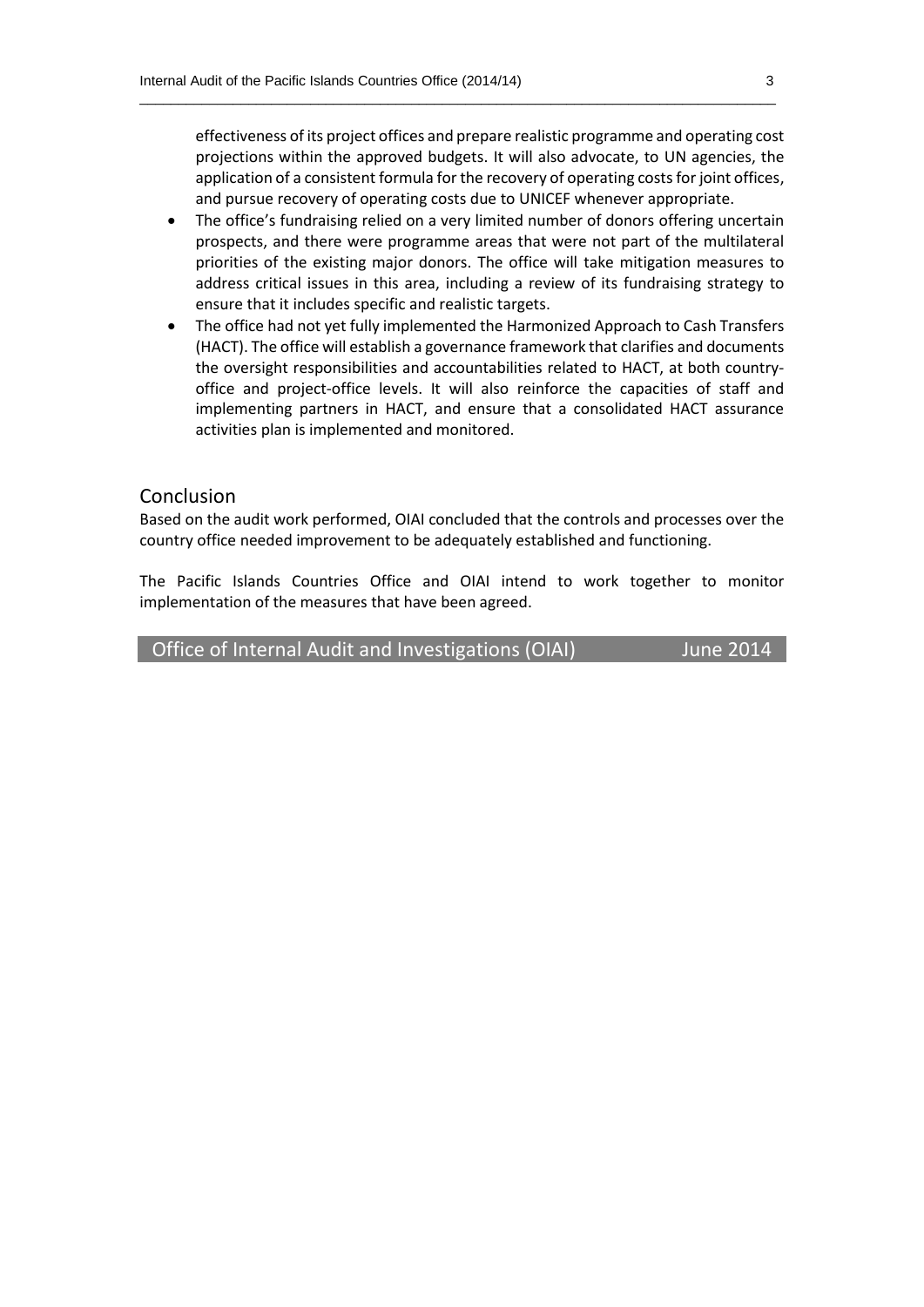effectiveness of its project offices and prepare realistic programme and operating cost projections within the approved budgets. It will also advocate, to UN agencies, the application of a consistent formula for the recovery of operating costs for joint offices, and pursue recovery of operating costs due to UNICEF whenever appropriate.

- The office's fundraising relied on a very limited number of donors offering uncertain prospects, and there were programme areas that were not part of the multilateral priorities of the existing major donors. The office will take mitigation measures to address critical issues in this area, including a review of its fundraising strategy to ensure that it includes specific and realistic targets.
- The office had not yet fully implemented the Harmonized Approach to Cash Transfers (HACT). The office will establish a governance framework that clarifies and documents the oversight responsibilities and accountabilities related to HACT, at both country-office and project-office levels. It will also reinforce the capacities of staff and implementing partners in HACT, and ensure that a consolidated HACT assurance activities plan is implemented and monitored.

## Conclusion

Based on the audit work performed, OIAI concluded that the controls and processes over the country office needed improvement to be adequately established and functioning.

The Pacific Islands Countries Office and OIAI intend to work together to monitor implementation of the measures that have been agreed.

Office of Internal Audit and Investigations (OIAI) June 2014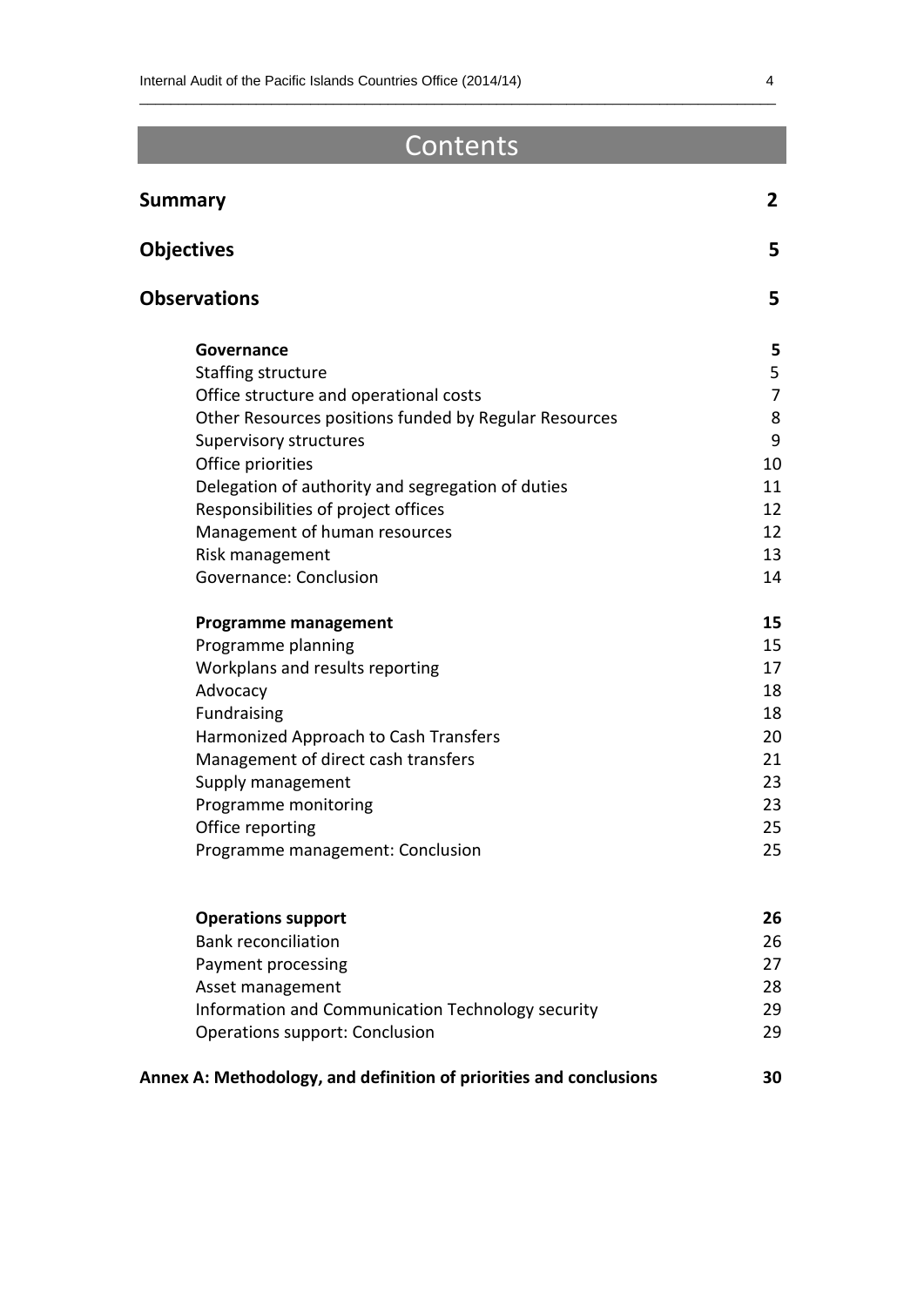# Contents

| | |
|---|---|
| **Summary** | **2** |
| **Objectives** | **5** |
| **Observations** | **5** |
| **Governance** | **5** |
| Staffing structure | 5 |
| Office structure and operational costs | 7 |
| Other Resources positions funded by Regular Resources | 8 |
| Supervisory structures | 9 |
| Office priorities | 10 |
| Delegation of authority and segregation of duties | 11 |
| Responsibilities of project offices | 12 |
| Management of human resources | 12 |
| Risk management | 13 |
| Governance: Conclusion | 14 |
| **Programme management** | **15** |
| Programme planning | 15 |
| Workplans and results reporting | 17 |
| Advocacy | 18 |
| Fundraising | 18 |
| Harmonized Approach to Cash Transfers | 20 |
| Management of direct cash transfers | 21 |
| Supply management | 23 |
| Programme monitoring | 23 |
| Office reporting | 25 |
| Programme management: Conclusion | 25 |
| **Operations support** | **26** |
| Bank reconciliation | 26 |
| Payment processing | 27 |
| Asset management | 28 |
| Information and Communication Technology security | 29 |
| Operations support: Conclusion | 29 |
| **Annex A: Methodology, and definition of priorities and conclusions** | **30** |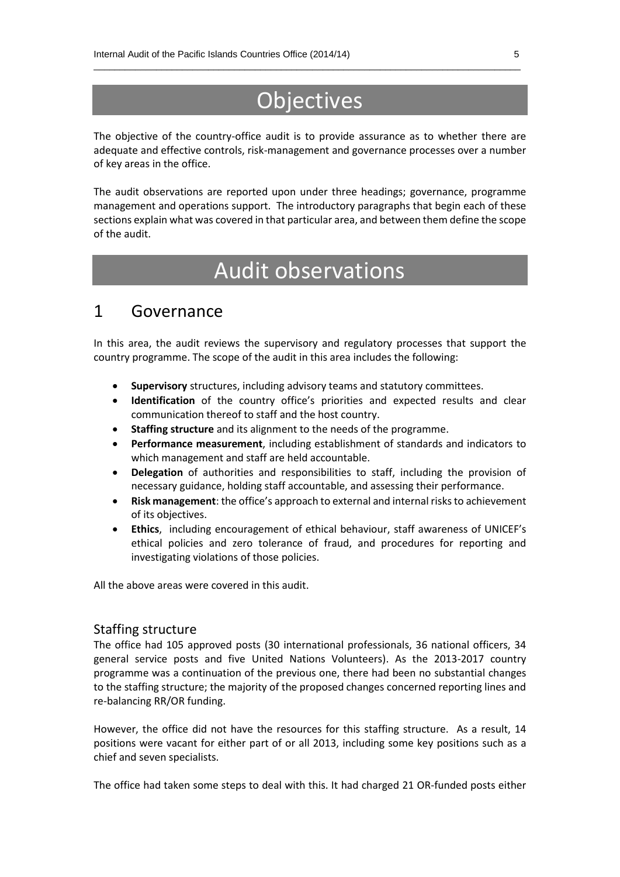# Objectives

The objective of the country-office audit is to provide assurance as to whether there are adequate and effective controls, risk-management and governance processes over a number of key areas in the office.

The audit observations are reported upon under three headings; governance, programme management and operations support. The introductory paragraphs that begin each of these sections explain what was covered in that particular area, and between them define the scope of the audit.

# Audit observations

## 1 Governance

In this area, the audit reviews the supervisory and regulatory processes that support the country programme. The scope of the audit in this area includes the following:

- **Supervisory** structures, including advisory teams and statutory committees.
- **Identification** of the country office's priorities and expected results and clear communication thereof to staff and the host country.
- **Staffing structure** and its alignment to the needs of the programme.
- **Performance measurement**, including establishment of standards and indicators to which management and staff are held accountable.
- **Delegation** of authorities and responsibilities to staff, including the provision of necessary guidance, holding staff accountable, and assessing their performance.
- **Risk management**: the office's approach to external and internal risks to achievement of its objectives.
- **Ethics**, including encouragement of ethical behaviour, staff awareness of UNICEF's ethical policies and zero tolerance of fraud, and procedures for reporting and investigating violations of those policies.

All the above areas were covered in this audit.

### Staffing structure

The office had 105 approved posts (30 international professionals, 36 national officers, 34 general service posts and five United Nations Volunteers). As the 2013-2017 country programme was a continuation of the previous one, there had been no substantial changes to the staffing structure; the majority of the proposed changes concerned reporting lines and re-balancing RR/OR funding.

However, the office did not have the resources for this staffing structure. As a result, 14 positions were vacant for either part of or all 2013, including some key positions such as a chief and seven specialists.

The office had taken some steps to deal with this. It had charged 21 OR-funded posts either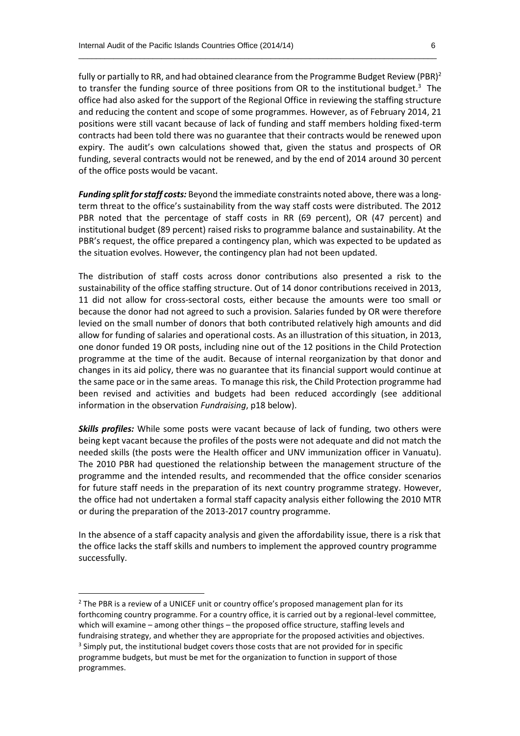fully or partially to RR, and had obtained clearance from the Programme Budget Review (PBR)[2] to transfer the funding source of three positions from OR to the institutional budget.[3] The office had also asked for the support of the Regional Office in reviewing the staffing structure and reducing the content and scope of some programmes. However, as of February 2014, 21 positions were still vacant because of lack of funding and staff members holding fixed-term contracts had been told there was no guarantee that their contracts would be renewed upon expiry. The audit's own calculations showed that, given the status and prospects of OR funding, several contracts would not be renewed, and by the end of 2014 around 30 percent of the office posts would be vacant.

***Funding split for staff costs:*** Beyond the immediate constraints noted above, there was a long-term threat to the office's sustainability from the way staff costs were distributed. The 2012 PBR noted that the percentage of staff costs in RR (69 percent), OR (47 percent) and institutional budget (89 percent) raised risks to programme balance and sustainability. At the PBR's request, the office prepared a contingency plan, which was expected to be updated as the situation evolves. However, the contingency plan had not been updated.

The distribution of staff costs across donor contributions also presented a risk to the sustainability of the office staffing structure. Out of 14 donor contributions received in 2013, 11 did not allow for cross-sectoral costs, either because the amounts were too small or because the donor had not agreed to such a provision. Salaries funded by OR were therefore levied on the small number of donors that both contributed relatively high amounts and did allow for funding of salaries and operational costs. As an illustration of this situation, in 2013, one donor funded 19 OR posts, including nine out of the 12 positions in the Child Protection programme at the time of the audit. Because of internal reorganization by that donor and changes in its aid policy, there was no guarantee that its financial support would continue at the same pace or in the same areas. To manage this risk, the Child Protection programme had been revised and activities and budgets had been reduced accordingly (see additional information in the observation *Fundraising*, p18 below).

***Skills profiles:*** While some posts were vacant because of lack of funding, two others were being kept vacant because the profiles of the posts were not adequate and did not match the needed skills (the posts were the Health officer and UNV immunization officer in Vanuatu). The 2010 PBR had questioned the relationship between the management structure of the programme and the intended results, and recommended that the office consider scenarios for future staff needs in the preparation of its next country programme strategy. However, the office had not undertaken a formal staff capacity analysis either following the 2010 MTR or during the preparation of the 2013-2017 country programme.

In the absence of a staff capacity analysis and given the affordability issue, there is a risk that the office lacks the staff skills and numbers to implement the approved country programme successfully.

---

[2] The PBR is a review of a UNICEF unit or country office's proposed management plan for its forthcoming country programme. For a country office, it is carried out by a regional-level committee, which will examine – among other things – the proposed office structure, staffing levels and fundraising strategy, and whether they are appropriate for the proposed activities and objectives.

[3] Simply put, the institutional budget covers those costs that are not provided for in specific programme budgets, but must be met for the organization to function in support of those programmes.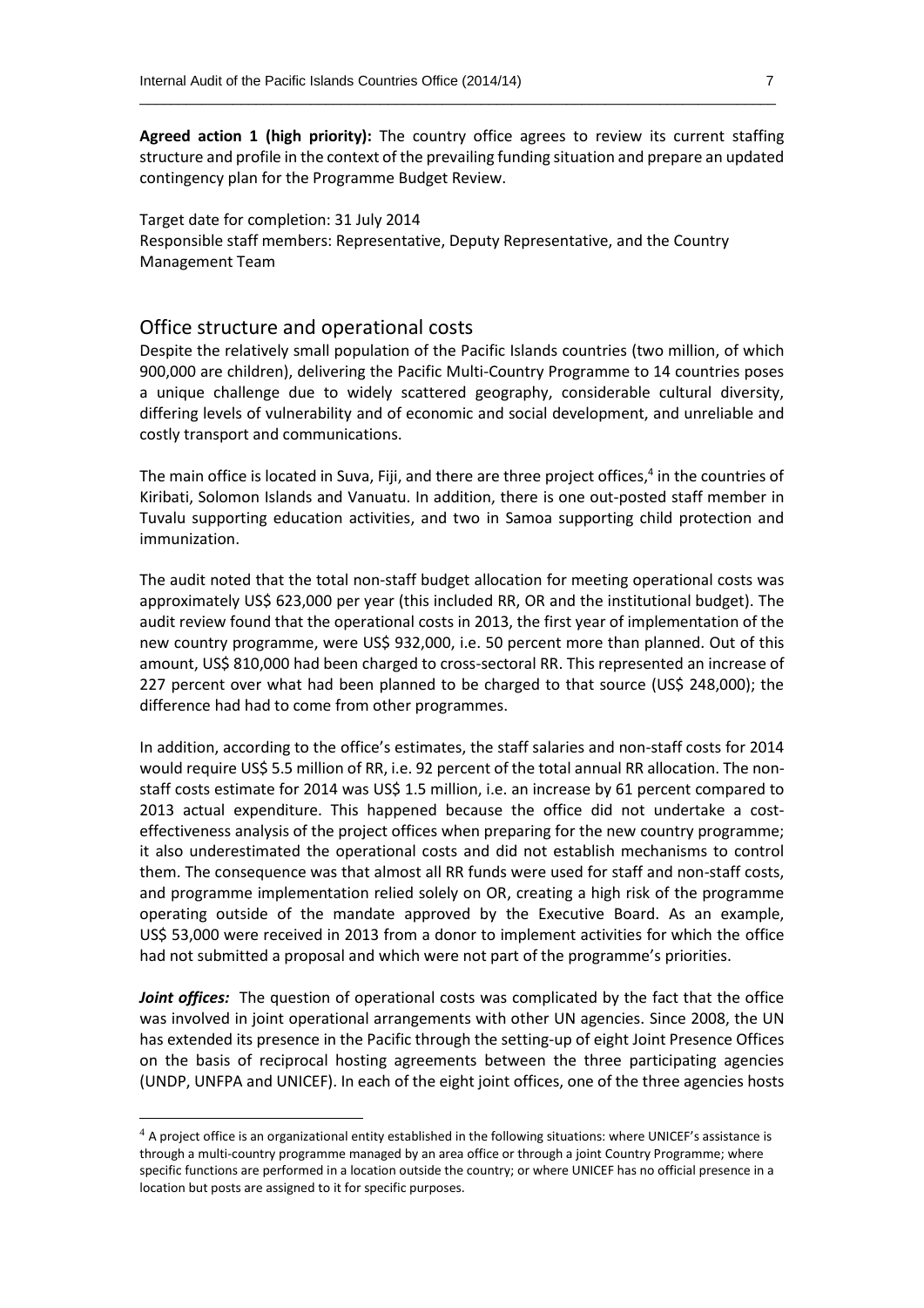**Agreed action 1 (high priority):** The country office agrees to review its current staffing structure and profile in the context of the prevailing funding situation and prepare an updated contingency plan for the Programme Budget Review.

Target date for completion: 31 July 2014
Responsible staff members: Representative, Deputy Representative, and the Country Management Team

## Office structure and operational costs

Despite the relatively small population of the Pacific Islands countries (two million, of which 900,000 are children), delivering the Pacific Multi-Country Programme to 14 countries poses a unique challenge due to widely scattered geography, considerable cultural diversity, differing levels of vulnerability and of economic and social development, and unreliable and costly transport and communications.

The main office is located in Suva, Fiji, and there are three project offices,[4] in the countries of Kiribati, Solomon Islands and Vanuatu. In addition, there is one out-posted staff member in Tuvalu supporting education activities, and two in Samoa supporting child protection and immunization.

The audit noted that the total non-staff budget allocation for meeting operational costs was approximately US$ 623,000 per year (this included RR, OR and the institutional budget). The audit review found that the operational costs in 2013, the first year of implementation of the new country programme, were US$ 932,000, i.e. 50 percent more than planned. Out of this amount, US$ 810,000 had been charged to cross-sectoral RR. This represented an increase of 227 percent over what had been planned to be charged to that source (US$ 248,000); the difference had had to come from other programmes.

In addition, according to the office's estimates, the staff salaries and non-staff costs for 2014 would require US$ 5.5 million of RR, i.e. 92 percent of the total annual RR allocation. The non-staff costs estimate for 2014 was US$ 1.5 million, i.e. an increase by 61 percent compared to 2013 actual expenditure. This happened because the office did not undertake a cost-effectiveness analysis of the project offices when preparing for the new country programme; it also underestimated the operational costs and did not establish mechanisms to control them. The consequence was that almost all RR funds were used for staff and non-staff costs, and programme implementation relied solely on OR, creating a high risk of the programme operating outside of the mandate approved by the Executive Board. As an example, US$ 53,000 were received in 2013 from a donor to implement activities for which the office had not submitted a proposal and which were not part of the programme's priorities.

***Joint offices:*** The question of operational costs was complicated by the fact that the office was involved in joint operational arrangements with other UN agencies. Since 2008, the UN has extended its presence in the Pacific through the setting-up of eight Joint Presence Offices on the basis of reciprocal hosting agreements between the three participating agencies (UNDP, UNFPA and UNICEF). In each of the eight joint offices, one of the three agencies hosts

[4] A project office is an organizational entity established in the following situations: where UNICEF's assistance is through a multi-country programme managed by an area office or through a joint Country Programme; where specific functions are performed in a location outside the country; or where UNICEF has no official presence in a location but posts are assigned to it for specific purposes.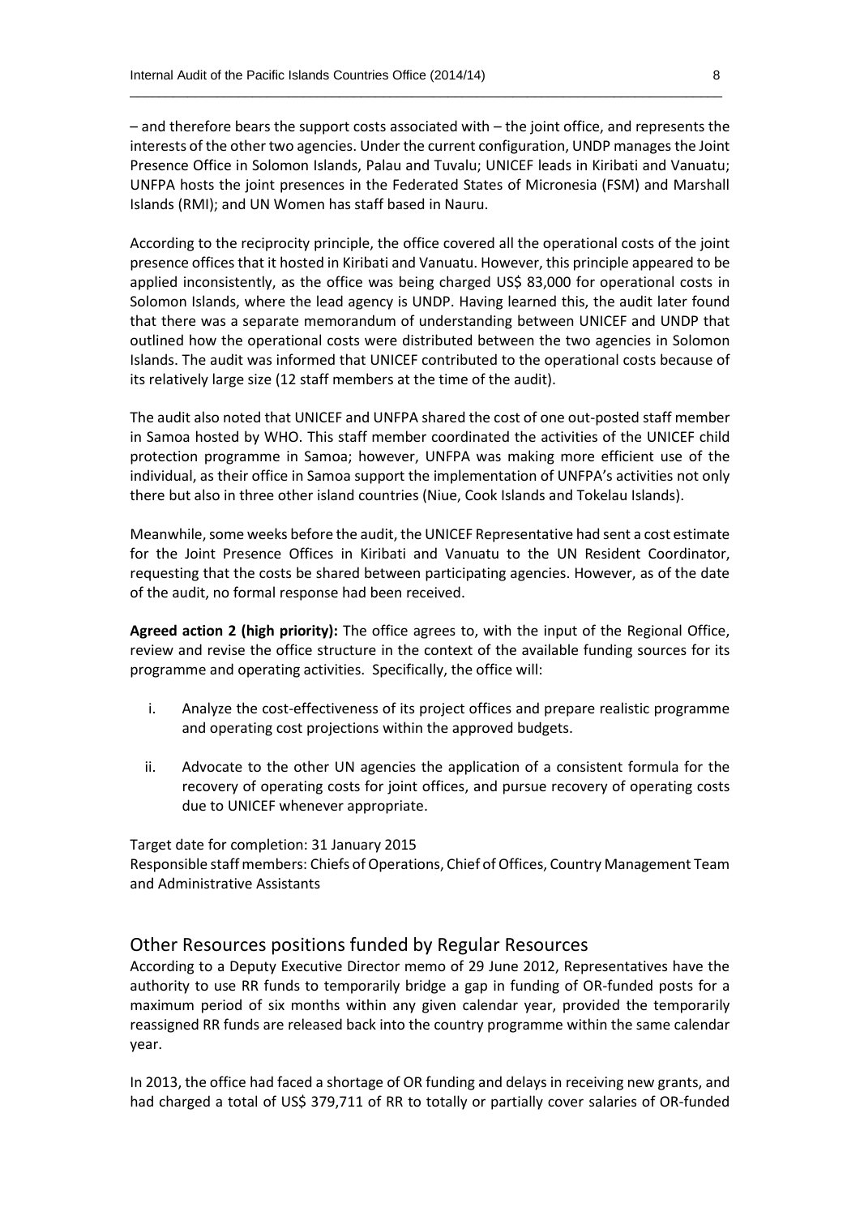– and therefore bears the support costs associated with – the joint office, and represents the interests of the other two agencies. Under the current configuration, UNDP manages the Joint Presence Office in Solomon Islands, Palau and Tuvalu; UNICEF leads in Kiribati and Vanuatu; UNFPA hosts the joint presences in the Federated States of Micronesia (FSM) and Marshall Islands (RMI); and UN Women has staff based in Nauru.

According to the reciprocity principle, the office covered all the operational costs of the joint presence offices that it hosted in Kiribati and Vanuatu. However, this principle appeared to be applied inconsistently, as the office was being charged US$ 83,000 for operational costs in Solomon Islands, where the lead agency is UNDP. Having learned this, the audit later found that there was a separate memorandum of understanding between UNICEF and UNDP that outlined how the operational costs were distributed between the two agencies in Solomon Islands. The audit was informed that UNICEF contributed to the operational costs because of its relatively large size (12 staff members at the time of the audit).

The audit also noted that UNICEF and UNFPA shared the cost of one out-posted staff member in Samoa hosted by WHO. This staff member coordinated the activities of the UNICEF child protection programme in Samoa; however, UNFPA was making more efficient use of the individual, as their office in Samoa support the implementation of UNFPA's activities not only there but also in three other island countries (Niue, Cook Islands and Tokelau Islands).

Meanwhile, some weeks before the audit, the UNICEF Representative had sent a cost estimate for the Joint Presence Offices in Kiribati and Vanuatu to the UN Resident Coordinator, requesting that the costs be shared between participating agencies. However, as of the date of the audit, no formal response had been received.

**Agreed action 2 (high priority):** The office agrees to, with the input of the Regional Office, review and revise the office structure in the context of the available funding sources for its programme and operating activities. Specifically, the office will:

i. Analyze the cost-effectiveness of its project offices and prepare realistic programme and operating cost projections within the approved budgets.

ii. Advocate to the other UN agencies the application of a consistent formula for the recovery of operating costs for joint offices, and pursue recovery of operating costs due to UNICEF whenever appropriate.

Target date for completion: 31 January 2015
Responsible staff members: Chiefs of Operations, Chief of Offices, Country Management Team and Administrative Assistants

## Other Resources positions funded by Regular Resources

According to a Deputy Executive Director memo of 29 June 2012, Representatives have the authority to use RR funds to temporarily bridge a gap in funding of OR-funded posts for a maximum period of six months within any given calendar year, provided the temporarily reassigned RR funds are released back into the country programme within the same calendar year.

In 2013, the office had faced a shortage of OR funding and delays in receiving new grants, and had charged a total of US$ 379,711 of RR to totally or partially cover salaries of OR-funded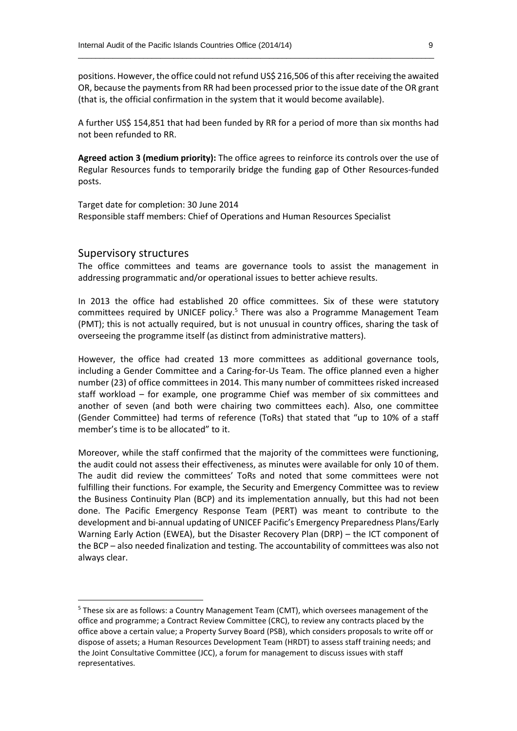positions. However, the office could not refund US$ 216,506 of this after receiving the awaited OR, because the payments from RR had been processed prior to the issue date of the OR grant (that is, the official confirmation in the system that it would become available).

A further US$ 154,851 that had been funded by RR for a period of more than six months had not been refunded to RR.

**Agreed action 3 (medium priority):** The office agrees to reinforce its controls over the use of Regular Resources funds to temporarily bridge the funding gap of Other Resources-funded posts.

Target date for completion: 30 June 2014
Responsible staff members: Chief of Operations and Human Resources Specialist

## Supervisory structures

The office committees and teams are governance tools to assist the management in addressing programmatic and/or operational issues to better achieve results.

In 2013 the office had established 20 office committees. Six of these were statutory committees required by UNICEF policy.[5] There was also a Programme Management Team (PMT); this is not actually required, but is not unusual in country offices, sharing the task of overseeing the programme itself (as distinct from administrative matters).

However, the office had created 13 more committees as additional governance tools, including a Gender Committee and a Caring-for-Us Team. The office planned even a higher number (23) of office committees in 2014. This many number of committees risked increased staff workload – for example, one programme Chief was member of six committees and another of seven (and both were chairing two committees each). Also, one committee (Gender Committee) had terms of reference (ToRs) that stated that "up to 10% of a staff member's time is to be allocated" to it.

Moreover, while the staff confirmed that the majority of the committees were functioning, the audit could not assess their effectiveness, as minutes were available for only 10 of them. The audit did review the committees' ToRs and noted that some committees were not fulfilling their functions. For example, the Security and Emergency Committee was to review the Business Continuity Plan (BCP) and its implementation annually, but this had not been done. The Pacific Emergency Response Team (PERT) was meant to contribute to the development and bi-annual updating of UNICEF Pacific's Emergency Preparedness Plans/Early Warning Early Action (EWEA), but the Disaster Recovery Plan (DRP) – the ICT component of the BCP – also needed finalization and testing. The accountability of committees was also not always clear.

---

[5] These six are as follows: a Country Management Team (CMT), which oversees management of the office and programme; a Contract Review Committee (CRC), to review any contracts placed by the office above a certain value; a Property Survey Board (PSB), which considers proposals to write off or dispose of assets; a Human Resources Development Team (HRDT) to assess staff training needs; and the Joint Consultative Committee (JCC), a forum for management to discuss issues with staff representatives.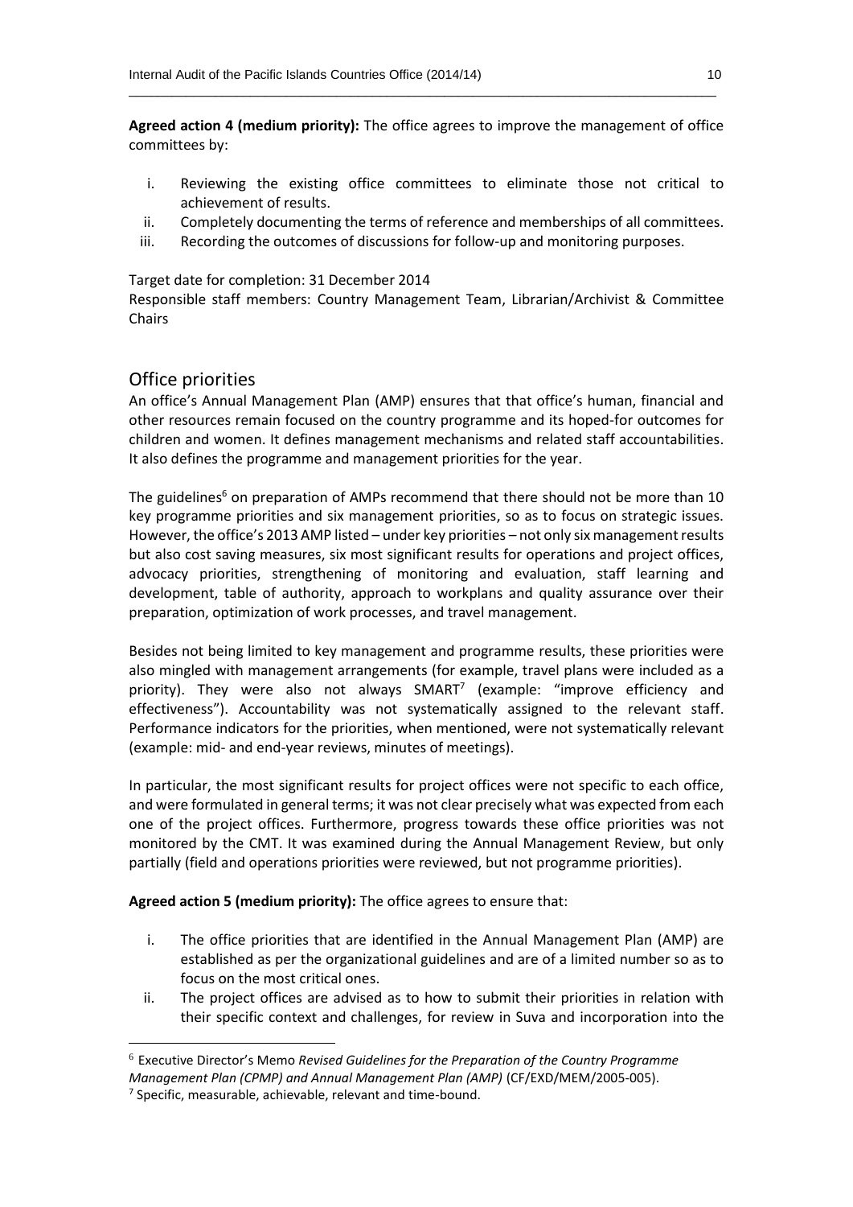**Agreed action 4 (medium priority):** The office agrees to improve the management of office committees by:

i. Reviewing the existing office committees to eliminate those not critical to achievement of results.
ii. Completely documenting the terms of reference and memberships of all committees.
iii. Recording the outcomes of discussions for follow-up and monitoring purposes.

Target date for completion: 31 December 2014
Responsible staff members: Country Management Team, Librarian/Archivist & Committee Chairs

## Office priorities

An office's Annual Management Plan (AMP) ensures that that office's human, financial and other resources remain focused on the country programme and its hoped-for outcomes for children and women. It defines management mechanisms and related staff accountabilities. It also defines the programme and management priorities for the year.

The guidelines[6] on preparation of AMPs recommend that there should not be more than 10 key programme priorities and six management priorities, so as to focus on strategic issues. However, the office's 2013 AMP listed – under key priorities – not only six management results but also cost saving measures, six most significant results for operations and project offices, advocacy priorities, strengthening of monitoring and evaluation, staff learning and development, table of authority, approach to workplans and quality assurance over their preparation, optimization of work processes, and travel management.

Besides not being limited to key management and programme results, these priorities were also mingled with management arrangements (for example, travel plans were included as a priority). They were also not always SMART[7] (example: "improve efficiency and effectiveness"). Accountability was not systematically assigned to the relevant staff. Performance indicators for the priorities, when mentioned, were not systematically relevant (example: mid- and end-year reviews, minutes of meetings).

In particular, the most significant results for project offices were not specific to each office, and were formulated in general terms; it was not clear precisely what was expected from each one of the project offices. Furthermore, progress towards these office priorities was not monitored by the CMT. It was examined during the Annual Management Review, but only partially (field and operations priorities were reviewed, but not programme priorities).

**Agreed action 5 (medium priority):** The office agrees to ensure that:

i. The office priorities that are identified in the Annual Management Plan (AMP) are established as per the organizational guidelines and are of a limited number so as to focus on the most critical ones.
ii. The project offices are advised as to how to submit their priorities in relation with their specific context and challenges, for review in Suva and incorporation into the

---

[6] Executive Director's Memo *Revised Guidelines for the Preparation of the Country Programme Management Plan (CPMP) and Annual Management Plan (AMP)* (CF/EXD/MEM/2005-005).

[7] Specific, measurable, achievable, relevant and time-bound.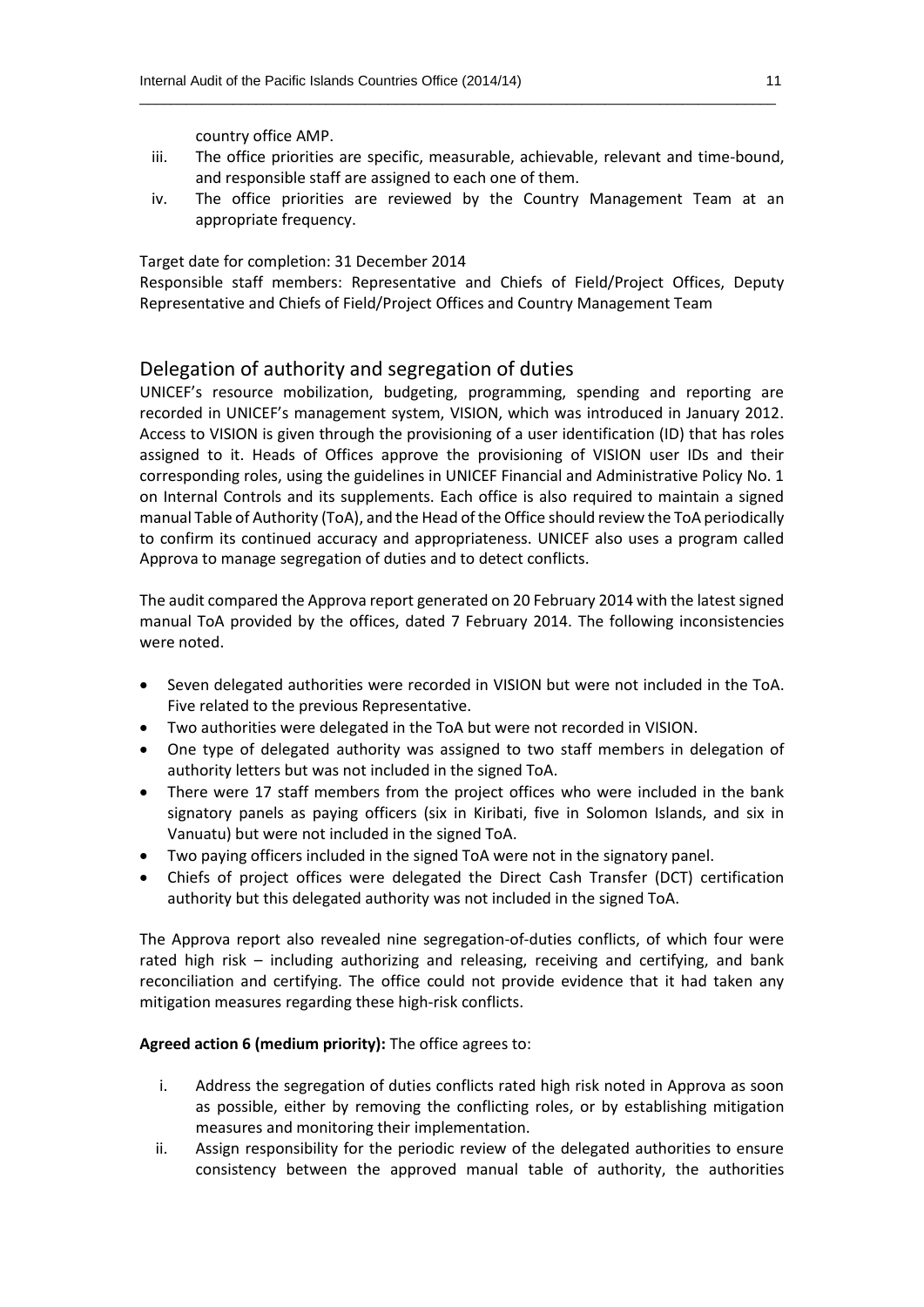country office AMP.

iii. The office priorities are specific, measurable, achievable, relevant and time-bound, and responsible staff are assigned to each one of them.
iv. The office priorities are reviewed by the Country Management Team at an appropriate frequency.

Target date for completion: 31 December 2014
Responsible staff members: Representative and Chiefs of Field/Project Offices, Deputy Representative and Chiefs of Field/Project Offices and Country Management Team

## Delegation of authority and segregation of duties

UNICEF's resource mobilization, budgeting, programming, spending and reporting are recorded in UNICEF's management system, VISION, which was introduced in January 2012. Access to VISION is given through the provisioning of a user identification (ID) that has roles assigned to it. Heads of Offices approve the provisioning of VISION user IDs and their corresponding roles, using the guidelines in UNICEF Financial and Administrative Policy No. 1 on Internal Controls and its supplements. Each office is also required to maintain a signed manual Table of Authority (ToA), and the Head of the Office should review the ToA periodically to confirm its continued accuracy and appropriateness. UNICEF also uses a program called Approva to manage segregation of duties and to detect conflicts.

The audit compared the Approva report generated on 20 February 2014 with the latest signed manual ToA provided by the offices, dated 7 February 2014. The following inconsistencies were noted.

- Seven delegated authorities were recorded in VISION but were not included in the ToA. Five related to the previous Representative.
- Two authorities were delegated in the ToA but were not recorded in VISION.
- One type of delegated authority was assigned to two staff members in delegation of authority letters but was not included in the signed ToA.
- There were 17 staff members from the project offices who were included in the bank signatory panels as paying officers (six in Kiribati, five in Solomon Islands, and six in Vanuatu) but were not included in the signed ToA.
- Two paying officers included in the signed ToA were not in the signatory panel.
- Chiefs of project offices were delegated the Direct Cash Transfer (DCT) certification authority but this delegated authority was not included in the signed ToA.

The Approva report also revealed nine segregation-of-duties conflicts, of which four were rated high risk – including authorizing and releasing, receiving and certifying, and bank reconciliation and certifying. The office could not provide evidence that it had taken any mitigation measures regarding these high-risk conflicts.

**Agreed action 6 (medium priority):** The office agrees to:

i. Address the segregation of duties conflicts rated high risk noted in Approva as soon as possible, either by removing the conflicting roles, or by establishing mitigation measures and monitoring their implementation.
ii. Assign responsibility for the periodic review of the delegated authorities to ensure consistency between the approved manual table of authority, the authorities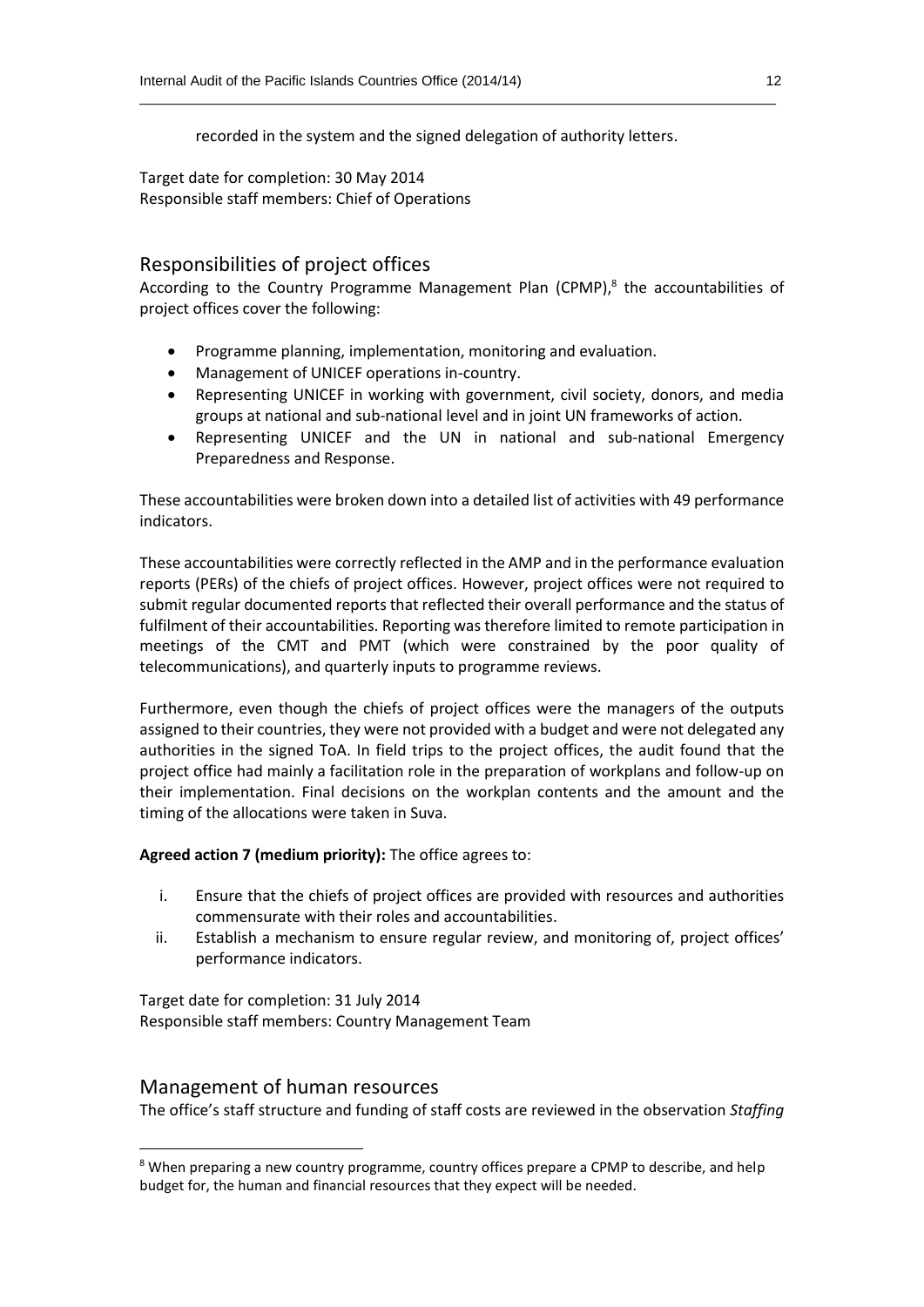recorded in the system and the signed delegation of authority letters.

Target date for completion: 30 May 2014
Responsible staff members: Chief of Operations

## Responsibilities of project offices

According to the Country Programme Management Plan (CPMP),[8] the accountabilities of project offices cover the following:

- Programme planning, implementation, monitoring and evaluation.
- Management of UNICEF operations in-country.
- Representing UNICEF in working with government, civil society, donors, and media groups at national and sub-national level and in joint UN frameworks of action.
- Representing UNICEF and the UN in national and sub-national Emergency Preparedness and Response.

These accountabilities were broken down into a detailed list of activities with 49 performance indicators.

These accountabilities were correctly reflected in the AMP and in the performance evaluation reports (PERs) of the chiefs of project offices. However, project offices were not required to submit regular documented reports that reflected their overall performance and the status of fulfilment of their accountabilities. Reporting was therefore limited to remote participation in meetings of the CMT and PMT (which were constrained by the poor quality of telecommunications), and quarterly inputs to programme reviews.

Furthermore, even though the chiefs of project offices were the managers of the outputs assigned to their countries, they were not provided with a budget and were not delegated any authorities in the signed ToA. In field trips to the project offices, the audit found that the project office had mainly a facilitation role in the preparation of workplans and follow-up on their implementation. Final decisions on the workplan contents and the amount and the timing of the allocations were taken in Suva.

**Agreed action 7 (medium priority):** The office agrees to:

i. Ensure that the chiefs of project offices are provided with resources and authorities commensurate with their roles and accountabilities.
ii. Establish a mechanism to ensure regular review, and monitoring of, project offices' performance indicators.

Target date for completion: 31 July 2014
Responsible staff members: Country Management Team

## Management of human resources

The office's staff structure and funding of staff costs are reviewed in the observation *Staffing*

[8] When preparing a new country programme, country offices prepare a CPMP to describe, and help budget for, the human and financial resources that they expect will be needed.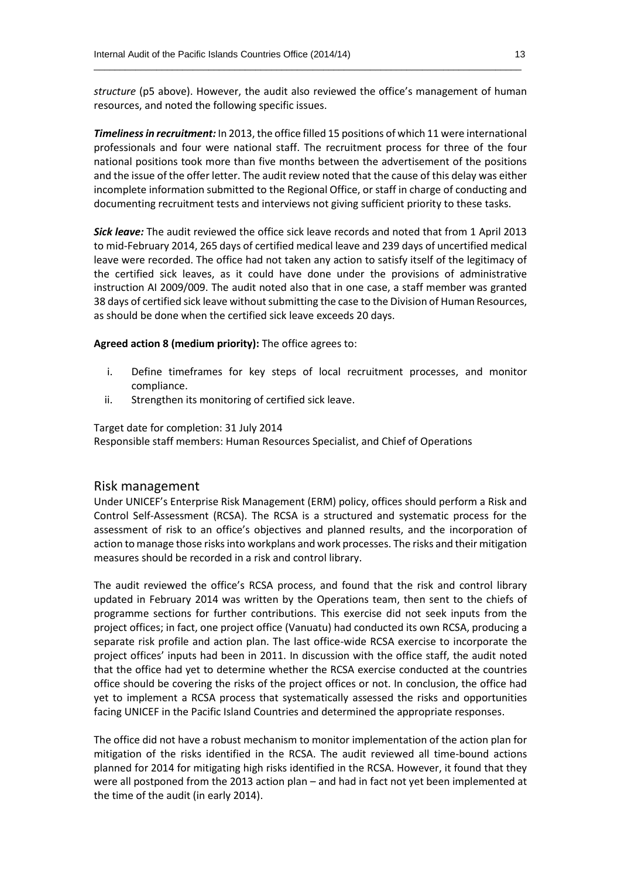*structure* (p5 above). However, the audit also reviewed the office's management of human resources, and noted the following specific issues.

***Timeliness in recruitment:*** In 2013, the office filled 15 positions of which 11 were international professionals and four were national staff. The recruitment process for three of the four national positions took more than five months between the advertisement of the positions and the issue of the offer letter. The audit review noted that the cause of this delay was either incomplete information submitted to the Regional Office, or staff in charge of conducting and documenting recruitment tests and interviews not giving sufficient priority to these tasks.

***Sick leave:*** The audit reviewed the office sick leave records and noted that from 1 April 2013 to mid-February 2014, 265 days of certified medical leave and 239 days of uncertified medical leave were recorded. The office had not taken any action to satisfy itself of the legitimacy of the certified sick leaves, as it could have done under the provisions of administrative instruction AI 2009/009. The audit noted also that in one case, a staff member was granted 38 days of certified sick leave without submitting the case to the Division of Human Resources, as should be done when the certified sick leave exceeds 20 days.

**Agreed action 8 (medium priority):** The office agrees to:

i. Define timeframes for key steps of local recruitment processes, and monitor compliance.
ii. Strengthen its monitoring of certified sick leave.

Target date for completion: 31 July 2014
Responsible staff members: Human Resources Specialist, and Chief of Operations

## Risk management

Under UNICEF's Enterprise Risk Management (ERM) policy, offices should perform a Risk and Control Self-Assessment (RCSA). The RCSA is a structured and systematic process for the assessment of risk to an office's objectives and planned results, and the incorporation of action to manage those risks into workplans and work processes. The risks and their mitigation measures should be recorded in a risk and control library.

The audit reviewed the office's RCSA process, and found that the risk and control library updated in February 2014 was written by the Operations team, then sent to the chiefs of programme sections for further contributions. This exercise did not seek inputs from the project offices; in fact, one project office (Vanuatu) had conducted its own RCSA, producing a separate risk profile and action plan. The last office-wide RCSA exercise to incorporate the project offices' inputs had been in 2011. In discussion with the office staff, the audit noted that the office had yet to determine whether the RCSA exercise conducted at the countries office should be covering the risks of the project offices or not. In conclusion, the office had yet to implement a RCSA process that systematically assessed the risks and opportunities facing UNICEF in the Pacific Island Countries and determined the appropriate responses.

The office did not have a robust mechanism to monitor implementation of the action plan for mitigation of the risks identified in the RCSA. The audit reviewed all time-bound actions planned for 2014 for mitigating high risks identified in the RCSA. However, it found that they were all postponed from the 2013 action plan – and had in fact not yet been implemented at the time of the audit (in early 2014).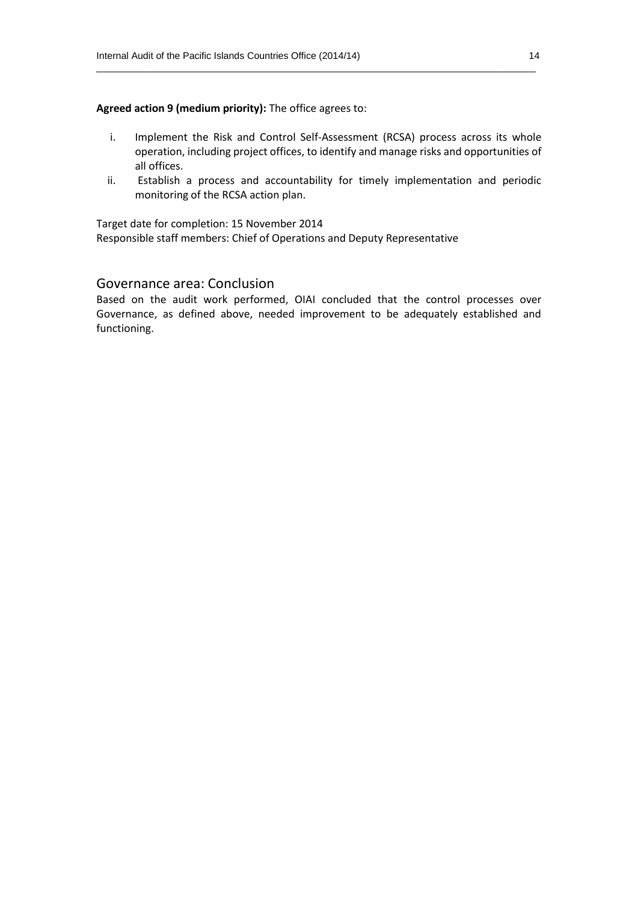**Agreed action 9 (medium priority):** The office agrees to:

i. Implement the Risk and Control Self-Assessment (RCSA) process across its whole operation, including project offices, to identify and manage risks and opportunities of all offices.
ii. Establish a process and accountability for timely implementation and periodic monitoring of the RCSA action plan.

Target date for completion: 15 November 2014
Responsible staff members: Chief of Operations and Deputy Representative

## Governance area: Conclusion

Based on the audit work performed, OIAI concluded that the control processes over Governance, as defined above, needed improvement to be adequately established and functioning.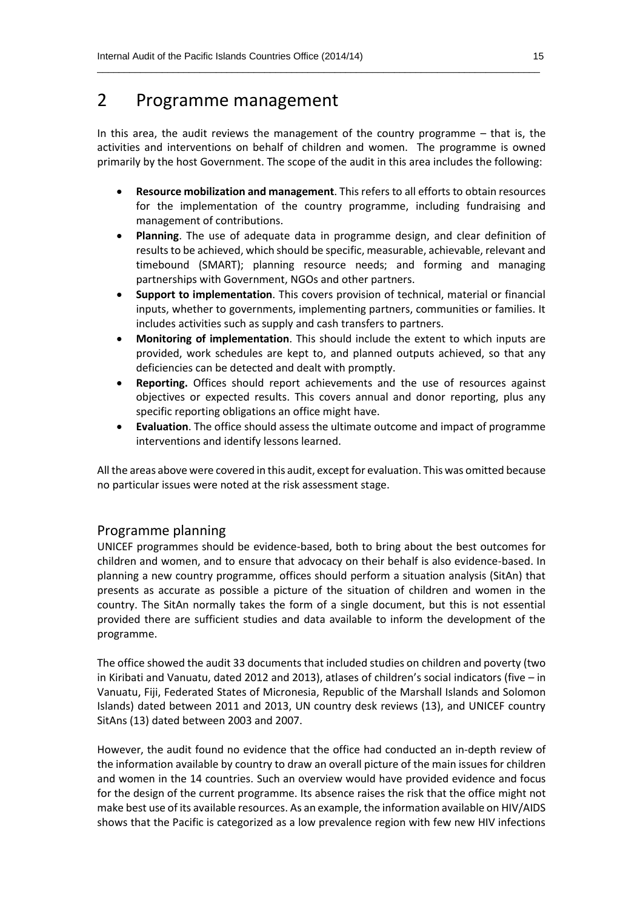# 2 Programme management

In this area, the audit reviews the management of the country programme – that is, the activities and interventions on behalf of children and women. The programme is owned primarily by the host Government. The scope of the audit in this area includes the following:

- **Resource mobilization and management**. This refers to all efforts to obtain resources for the implementation of the country programme, including fundraising and management of contributions.
- **Planning**. The use of adequate data in programme design, and clear definition of results to be achieved, which should be specific, measurable, achievable, relevant and timebound (SMART); planning resource needs; and forming and managing partnerships with Government, NGOs and other partners.
- **Support to implementation**. This covers provision of technical, material or financial inputs, whether to governments, implementing partners, communities or families. It includes activities such as supply and cash transfers to partners.
- **Monitoring of implementation**. This should include the extent to which inputs are provided, work schedules are kept to, and planned outputs achieved, so that any deficiencies can be detected and dealt with promptly.
- **Reporting.** Offices should report achievements and the use of resources against objectives or expected results. This covers annual and donor reporting, plus any specific reporting obligations an office might have.
- **Evaluation**. The office should assess the ultimate outcome and impact of programme interventions and identify lessons learned.

All the areas above were covered in this audit, except for evaluation. This was omitted because no particular issues were noted at the risk assessment stage.

## Programme planning

UNICEF programmes should be evidence-based, both to bring about the best outcomes for children and women, and to ensure that advocacy on their behalf is also evidence-based. In planning a new country programme, offices should perform a situation analysis (SitAn) that presents as accurate as possible a picture of the situation of children and women in the country. The SitAn normally takes the form of a single document, but this is not essential provided there are sufficient studies and data available to inform the development of the programme.

The office showed the audit 33 documents that included studies on children and poverty (two in Kiribati and Vanuatu, dated 2012 and 2013), atlases of children's social indicators (five – in Vanuatu, Fiji, Federated States of Micronesia, Republic of the Marshall Islands and Solomon Islands) dated between 2011 and 2013, UN country desk reviews (13), and UNICEF country SitAns (13) dated between 2003 and 2007.

However, the audit found no evidence that the office had conducted an in-depth review of the information available by country to draw an overall picture of the main issues for children and women in the 14 countries. Such an overview would have provided evidence and focus for the design of the current programme. Its absence raises the risk that the office might not make best use of its available resources. As an example, the information available on HIV/AIDS shows that the Pacific is categorized as a low prevalence region with few new HIV infections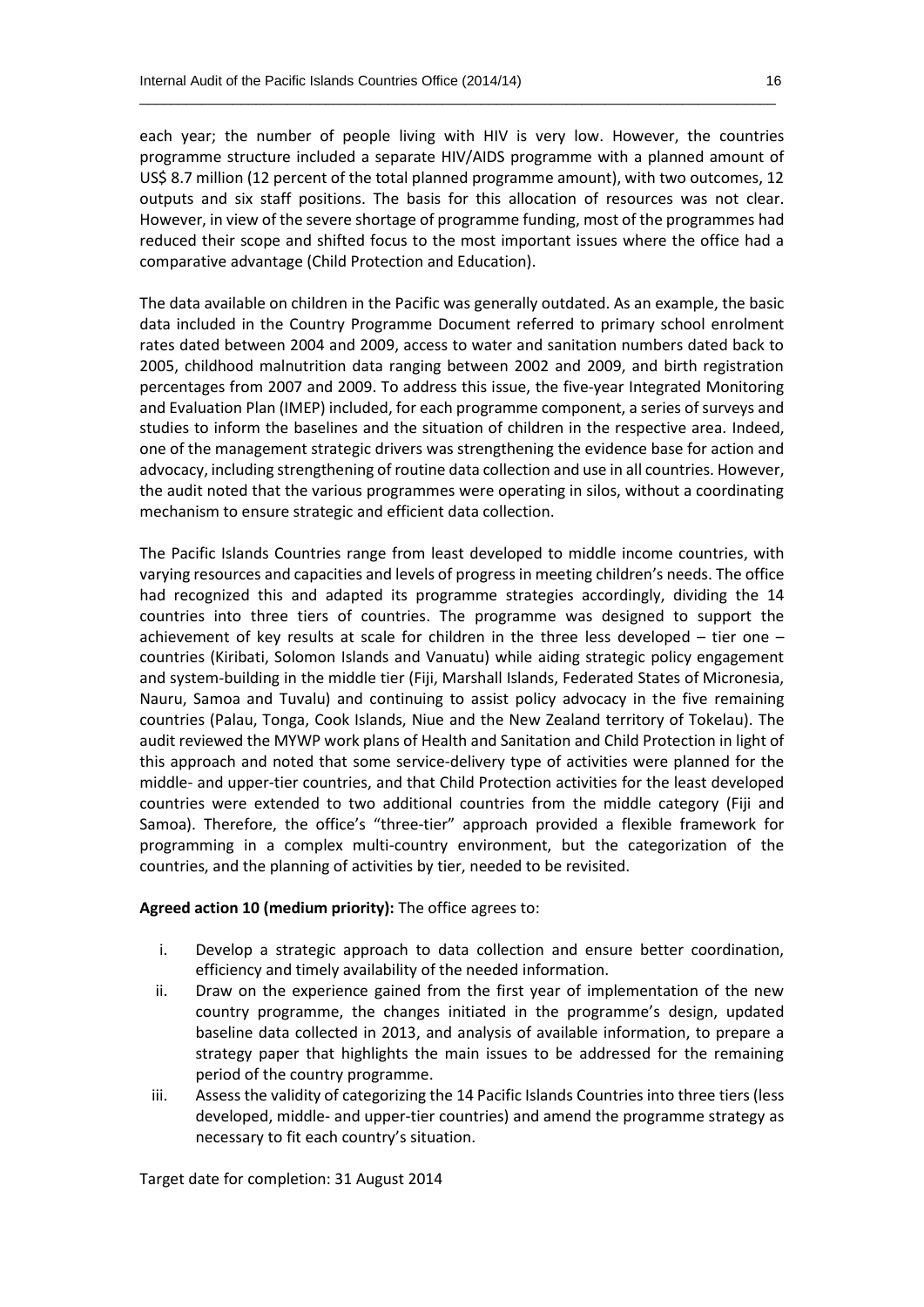each year; the number of people living with HIV is very low. However, the countries programme structure included a separate HIV/AIDS programme with a planned amount of US$ 8.7 million (12 percent of the total planned programme amount), with two outcomes, 12 outputs and six staff positions. The basis for this allocation of resources was not clear. However, in view of the severe shortage of programme funding, most of the programmes had reduced their scope and shifted focus to the most important issues where the office had a comparative advantage (Child Protection and Education).

The data available on children in the Pacific was generally outdated. As an example, the basic data included in the Country Programme Document referred to primary school enrolment rates dated between 2004 and 2009, access to water and sanitation numbers dated back to 2005, childhood malnutrition data ranging between 2002 and 2009, and birth registration percentages from 2007 and 2009. To address this issue, the five-year Integrated Monitoring and Evaluation Plan (IMEP) included, for each programme component, a series of surveys and studies to inform the baselines and the situation of children in the respective area. Indeed, one of the management strategic drivers was strengthening the evidence base for action and advocacy, including strengthening of routine data collection and use in all countries. However, the audit noted that the various programmes were operating in silos, without a coordinating mechanism to ensure strategic and efficient data collection.

The Pacific Islands Countries range from least developed to middle income countries, with varying resources and capacities and levels of progress in meeting children's needs. The office had recognized this and adapted its programme strategies accordingly, dividing the 14 countries into three tiers of countries. The programme was designed to support the achievement of key results at scale for children in the three less developed – tier one – countries (Kiribati, Solomon Islands and Vanuatu) while aiding strategic policy engagement and system-building in the middle tier (Fiji, Marshall Islands, Federated States of Micronesia, Nauru, Samoa and Tuvalu) and continuing to assist policy advocacy in the five remaining countries (Palau, Tonga, Cook Islands, Niue and the New Zealand territory of Tokelau). The audit reviewed the MYWP work plans of Health and Sanitation and Child Protection in light of this approach and noted that some service-delivery type of activities were planned for the middle- and upper-tier countries, and that Child Protection activities for the least developed countries were extended to two additional countries from the middle category (Fiji and Samoa). Therefore, the office's "three-tier" approach provided a flexible framework for programming in a complex multi-country environment, but the categorization of the countries, and the planning of activities by tier, needed to be revisited.

**Agreed action 10 (medium priority):** The office agrees to:

i. Develop a strategic approach to data collection and ensure better coordination, efficiency and timely availability of the needed information.
ii. Draw on the experience gained from the first year of implementation of the new country programme, the changes initiated in the programme's design, updated baseline data collected in 2013, and analysis of available information, to prepare a strategy paper that highlights the main issues to be addressed for the remaining period of the country programme.
iii. Assess the validity of categorizing the 14 Pacific Islands Countries into three tiers (less developed, middle- and upper-tier countries) and amend the programme strategy as necessary to fit each country's situation.

Target date for completion: 31 August 2014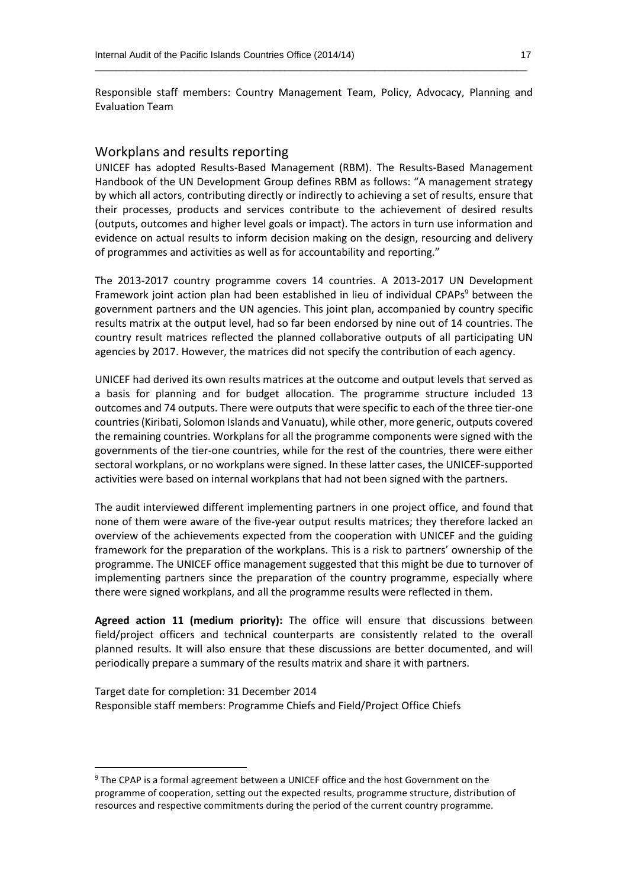Responsible staff members: Country Management Team, Policy, Advocacy, Planning and Evaluation Team

## Workplans and results reporting

UNICEF has adopted Results-Based Management (RBM). The Results-Based Management Handbook of the UN Development Group defines RBM as follows: "A management strategy by which all actors, contributing directly or indirectly to achieving a set of results, ensure that their processes, products and services contribute to the achievement of desired results (outputs, outcomes and higher level goals or impact). The actors in turn use information and evidence on actual results to inform decision making on the design, resourcing and delivery of programmes and activities as well as for accountability and reporting."

The 2013-2017 country programme covers 14 countries. A 2013-2017 UN Development Framework joint action plan had been established in lieu of individual CPAPs[9] between the government partners and the UN agencies. This joint plan, accompanied by country specific results matrix at the output level, had so far been endorsed by nine out of 14 countries. The country result matrices reflected the planned collaborative outputs of all participating UN agencies by 2017. However, the matrices did not specify the contribution of each agency.

UNICEF had derived its own results matrices at the outcome and output levels that served as a basis for planning and for budget allocation. The programme structure included 13 outcomes and 74 outputs. There were outputs that were specific to each of the three tier-one countries (Kiribati, Solomon Islands and Vanuatu), while other, more generic, outputs covered the remaining countries. Workplans for all the programme components were signed with the governments of the tier-one countries, while for the rest of the countries, there were either sectoral workplans, or no workplans were signed. In these latter cases, the UNICEF-supported activities were based on internal workplans that had not been signed with the partners.

The audit interviewed different implementing partners in one project office, and found that none of them were aware of the five-year output results matrices; they therefore lacked an overview of the achievements expected from the cooperation with UNICEF and the guiding framework for the preparation of the workplans. This is a risk to partners' ownership of the programme. The UNICEF office management suggested that this might be due to turnover of implementing partners since the preparation of the country programme, especially where there were signed workplans, and all the programme results were reflected in them.

**Agreed action 11 (medium priority):** The office will ensure that discussions between field/project officers and technical counterparts are consistently related to the overall planned results. It will also ensure that these discussions are better documented, and will periodically prepare a summary of the results matrix and share it with partners.

Target date for completion: 31 December 2014
Responsible staff members: Programme Chiefs and Field/Project Office Chiefs

---

[9] The CPAP is a formal agreement between a UNICEF office and the host Government on the programme of cooperation, setting out the expected results, programme structure, distribution of resources and respective commitments during the period of the current country programme.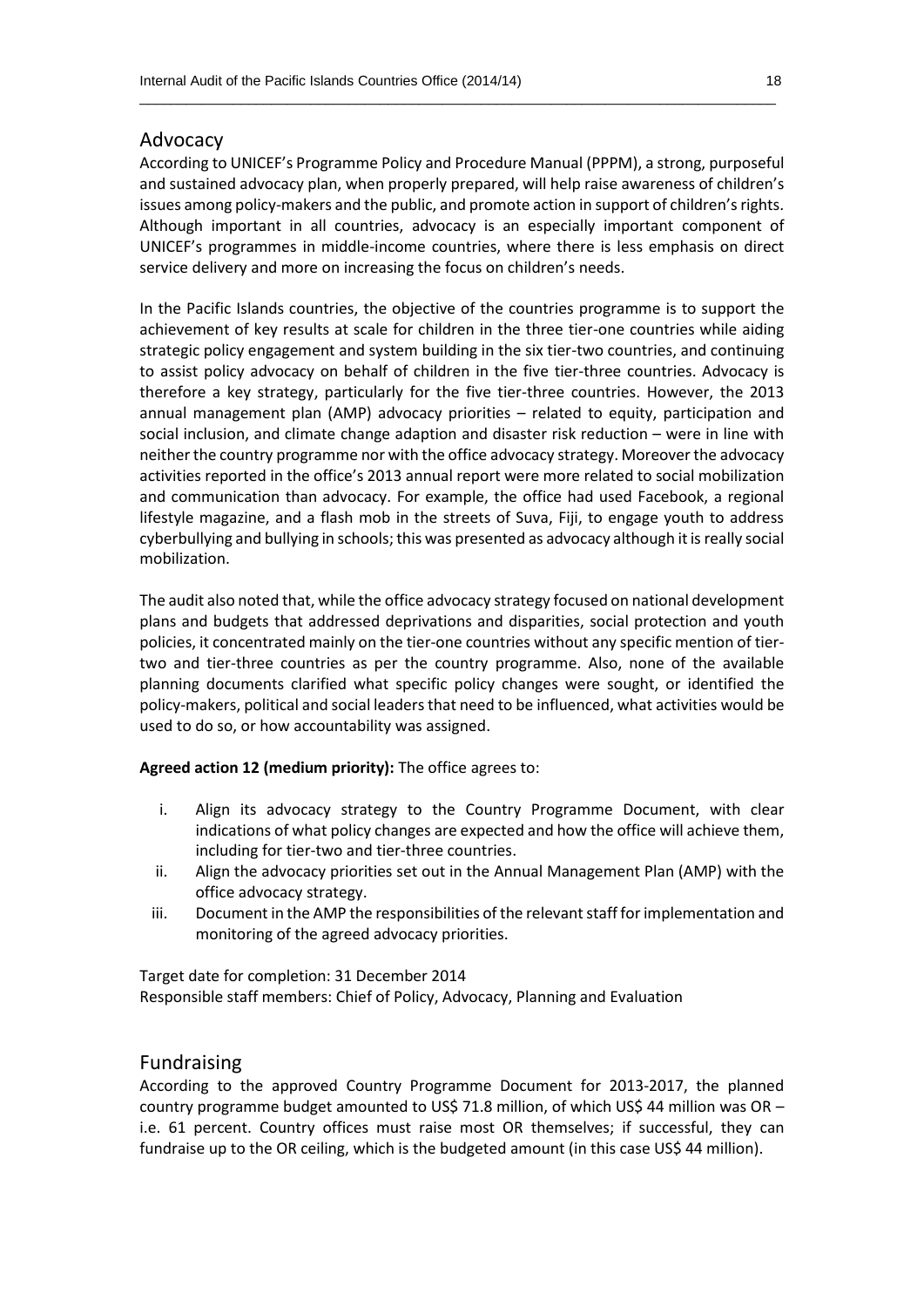## Advocacy

According to UNICEF's Programme Policy and Procedure Manual (PPPM), a strong, purposeful and sustained advocacy plan, when properly prepared, will help raise awareness of children's issues among policy-makers and the public, and promote action in support of children's rights. Although important in all countries, advocacy is an especially important component of UNICEF's programmes in middle-income countries, where there is less emphasis on direct service delivery and more on increasing the focus on children's needs.

In the Pacific Islands countries, the objective of the countries programme is to support the achievement of key results at scale for children in the three tier-one countries while aiding strategic policy engagement and system building in the six tier-two countries, and continuing to assist policy advocacy on behalf of children in the five tier-three countries. Advocacy is therefore a key strategy, particularly for the five tier-three countries. However, the 2013 annual management plan (AMP) advocacy priorities – related to equity, participation and social inclusion, and climate change adaption and disaster risk reduction – were in line with neither the country programme nor with the office advocacy strategy. Moreover the advocacy activities reported in the office's 2013 annual report were more related to social mobilization and communication than advocacy. For example, the office had used Facebook, a regional lifestyle magazine, and a flash mob in the streets of Suva, Fiji, to engage youth to address cyberbullying and bullying in schools; this was presented as advocacy although it is really social mobilization.

The audit also noted that, while the office advocacy strategy focused on national development plans and budgets that addressed deprivations and disparities, social protection and youth policies, it concentrated mainly on the tier-one countries without any specific mention of tier-two and tier-three countries as per the country programme. Also, none of the available planning documents clarified what specific policy changes were sought, or identified the policy-makers, political and social leaders that need to be influenced, what activities would be used to do so, or how accountability was assigned.

**Agreed action 12 (medium priority):** The office agrees to:

i. Align its advocacy strategy to the Country Programme Document, with clear indications of what policy changes are expected and how the office will achieve them, including for tier-two and tier-three countries.
ii. Align the advocacy priorities set out in the Annual Management Plan (AMP) with the office advocacy strategy.
iii. Document in the AMP the responsibilities of the relevant staff for implementation and monitoring of the agreed advocacy priorities.

Target date for completion: 31 December 2014
Responsible staff members: Chief of Policy, Advocacy, Planning and Evaluation

## Fundraising

According to the approved Country Programme Document for 2013-2017, the planned country programme budget amounted to US$ 71.8 million, of which US$ 44 million was OR – i.e. 61 percent. Country offices must raise most OR themselves; if successful, they can fundraise up to the OR ceiling, which is the budgeted amount (in this case US$ 44 million).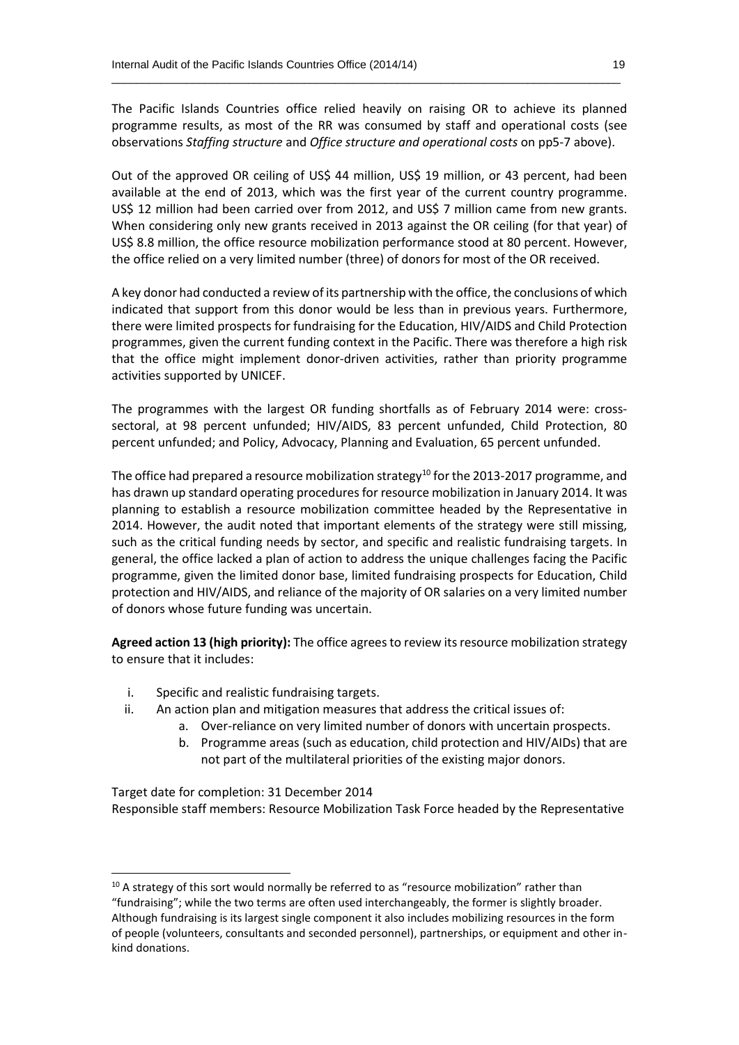The Pacific Islands Countries office relied heavily on raising OR to achieve its planned programme results, as most of the RR was consumed by staff and operational costs (see observations *Staffing structure* and *Office structure and operational costs* on pp5-7 above).

Out of the approved OR ceiling of US$ 44 million, US$ 19 million, or 43 percent, had been available at the end of 2013, which was the first year of the current country programme. US$ 12 million had been carried over from 2012, and US$ 7 million came from new grants. When considering only new grants received in 2013 against the OR ceiling (for that year) of US$ 8.8 million, the office resource mobilization performance stood at 80 percent. However, the office relied on a very limited number (three) of donors for most of the OR received.

A key donor had conducted a review of its partnership with the office, the conclusions of which indicated that support from this donor would be less than in previous years. Furthermore, there were limited prospects for fundraising for the Education, HIV/AIDS and Child Protection programmes, given the current funding context in the Pacific. There was therefore a high risk that the office might implement donor-driven activities, rather than priority programme activities supported by UNICEF.

The programmes with the largest OR funding shortfalls as of February 2014 were: cross-sectoral, at 98 percent unfunded; HIV/AIDS, 83 percent unfunded, Child Protection, 80 percent unfunded; and Policy, Advocacy, Planning and Evaluation, 65 percent unfunded.

The office had prepared a resource mobilization strategy[10] for the 2013-2017 programme, and has drawn up standard operating procedures for resource mobilization in January 2014. It was planning to establish a resource mobilization committee headed by the Representative in 2014. However, the audit noted that important elements of the strategy were still missing, such as the critical funding needs by sector, and specific and realistic fundraising targets. In general, the office lacked a plan of action to address the unique challenges facing the Pacific programme, given the limited donor base, limited fundraising prospects for Education, Child protection and HIV/AIDS, and reliance of the majority of OR salaries on a very limited number of donors whose future funding was uncertain.

**Agreed action 13 (high priority):** The office agrees to review its resource mobilization strategy to ensure that it includes:

i. Specific and realistic fundraising targets.
ii. An action plan and mitigation measures that address the critical issues of:
    a. Over-reliance on very limited number of donors with uncertain prospects.
    b. Programme areas (such as education, child protection and HIV/AIDs) that are not part of the multilateral priorities of the existing major donors.

Target date for completion: 31 December 2014
Responsible staff members: Resource Mobilization Task Force headed by the Representative

---

[10] A strategy of this sort would normally be referred to as "resource mobilization" rather than "fundraising"; while the two terms are often used interchangeably, the former is slightly broader. Although fundraising is its largest single component it also includes mobilizing resources in the form of people (volunteers, consultants and seconded personnel), partnerships, or equipment and other in-kind donations.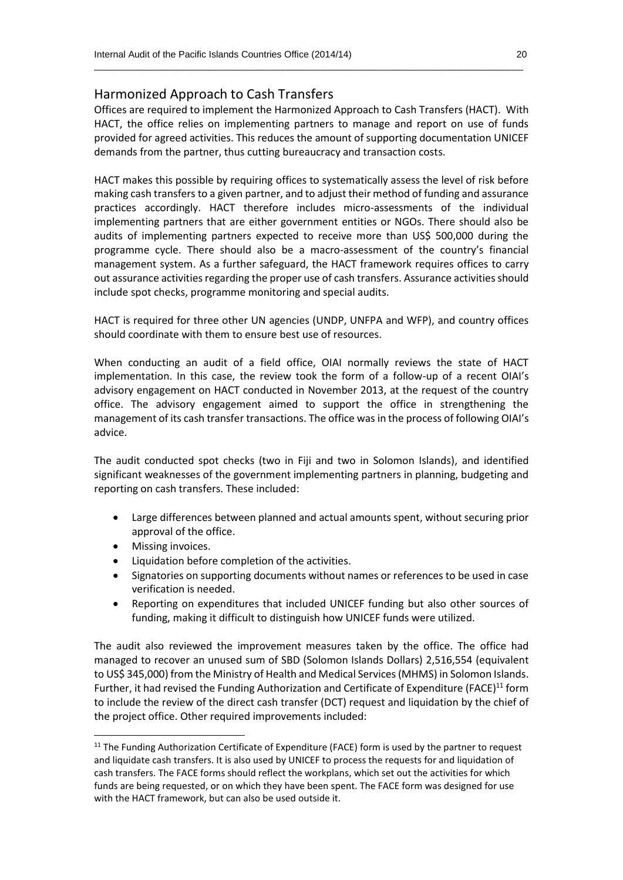## Harmonized Approach to Cash Transfers

Offices are required to implement the Harmonized Approach to Cash Transfers (HACT). With HACT, the office relies on implementing partners to manage and report on use of funds provided for agreed activities. This reduces the amount of supporting documentation UNICEF demands from the partner, thus cutting bureaucracy and transaction costs.

HACT makes this possible by requiring offices to systematically assess the level of risk before making cash transfers to a given partner, and to adjust their method of funding and assurance practices accordingly. HACT therefore includes micro-assessments of the individual implementing partners that are either government entities or NGOs. There should also be audits of implementing partners expected to receive more than US$ 500,000 during the programme cycle. There should also be a macro-assessment of the country's financial management system. As a further safeguard, the HACT framework requires offices to carry out assurance activities regarding the proper use of cash transfers. Assurance activities should include spot checks, programme monitoring and special audits.

HACT is required for three other UN agencies (UNDP, UNFPA and WFP), and country offices should coordinate with them to ensure best use of resources.

When conducting an audit of a field office, OIAI normally reviews the state of HACT implementation. In this case, the review took the form of a follow-up of a recent OIAI's advisory engagement on HACT conducted in November 2013, at the request of the country office. The advisory engagement aimed to support the office in strengthening the management of its cash transfer transactions. The office was in the process of following OIAI's advice.

The audit conducted spot checks (two in Fiji and two in Solomon Islands), and identified significant weaknesses of the government implementing partners in planning, budgeting and reporting on cash transfers. These included:

- Large differences between planned and actual amounts spent, without securing prior approval of the office.
- Missing invoices.
- Liquidation before completion of the activities.
- Signatories on supporting documents without names or references to be used in case verification is needed.
- Reporting on expenditures that included UNICEF funding but also other sources of funding, making it difficult to distinguish how UNICEF funds were utilized.

The audit also reviewed the improvement measures taken by the office. The office had managed to recover an unused sum of SBD (Solomon Islands Dollars) 2,516,554 (equivalent to US$ 345,000) from the Ministry of Health and Medical Services (MHMS) in Solomon Islands. Further, it had revised the Funding Authorization and Certificate of Expenditure (FACE)[11] form to include the review of the direct cash transfer (DCT) request and liquidation by the chief of the project office. Other required improvements included:

[11] The Funding Authorization Certificate of Expenditure (FACE) form is used by the partner to request and liquidate cash transfers. It is also used by UNICEF to process the requests for and liquidation of cash transfers. The FACE forms should reflect the workplans, which set out the activities for which funds are being requested, or on which they have been spent. The FACE form was designed for use with the HACT framework, but can also be used outside it.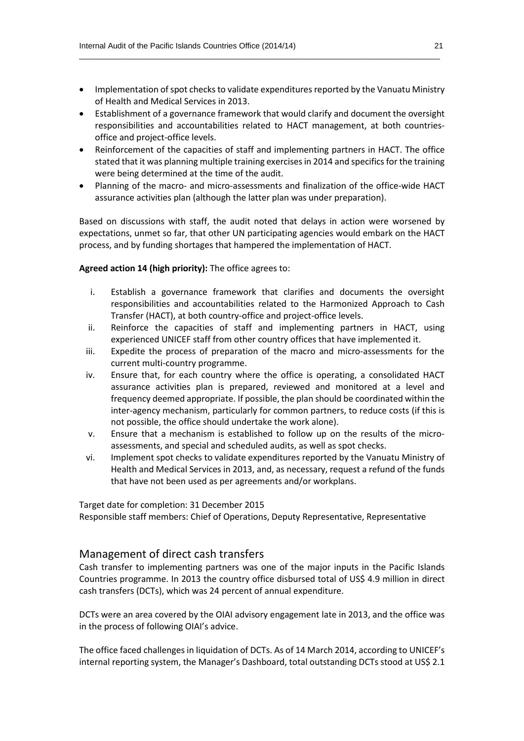- Implementation of spot checks to validate expenditures reported by the Vanuatu Ministry of Health and Medical Services in 2013.
- Establishment of a governance framework that would clarify and document the oversight responsibilities and accountabilities related to HACT management, at both countries-office and project-office levels.
- Reinforcement of the capacities of staff and implementing partners in HACT. The office stated that it was planning multiple training exercises in 2014 and specifics for the training were being determined at the time of the audit.
- Planning of the macro- and micro-assessments and finalization of the office-wide HACT assurance activities plan (although the latter plan was under preparation).

Based on discussions with staff, the audit noted that delays in action were worsened by expectations, unmet so far, that other UN participating agencies would embark on the HACT process, and by funding shortages that hampered the implementation of HACT.

**Agreed action 14 (high priority):** The office agrees to:

i. Establish a governance framework that clarifies and documents the oversight responsibilities and accountabilities related to the Harmonized Approach to Cash Transfer (HACT), at both country-office and project-office levels.
ii. Reinforce the capacities of staff and implementing partners in HACT, using experienced UNICEF staff from other country offices that have implemented it.
iii. Expedite the process of preparation of the macro and micro-assessments for the current multi-country programme.
iv. Ensure that, for each country where the office is operating, a consolidated HACT assurance activities plan is prepared, reviewed and monitored at a level and frequency deemed appropriate. If possible, the plan should be coordinated within the inter-agency mechanism, particularly for common partners, to reduce costs (if this is not possible, the office should undertake the work alone).
v. Ensure that a mechanism is established to follow up on the results of the micro-assessments, and special and scheduled audits, as well as spot checks.
vi. Implement spot checks to validate expenditures reported by the Vanuatu Ministry of Health and Medical Services in 2013, and, as necessary, request a refund of the funds that have not been used as per agreements and/or workplans.

Target date for completion: 31 December 2015
Responsible staff members: Chief of Operations, Deputy Representative, Representative

## Management of direct cash transfers

Cash transfer to implementing partners was one of the major inputs in the Pacific Islands Countries programme. In 2013 the country office disbursed total of US$ 4.9 million in direct cash transfers (DCTs), which was 24 percent of annual expenditure.

DCTs were an area covered by the OIAI advisory engagement late in 2013, and the office was in the process of following OIAI's advice.

The office faced challenges in liquidation of DCTs. As of 14 March 2014, according to UNICEF's internal reporting system, the Manager's Dashboard, total outstanding DCTs stood at US$ 2.1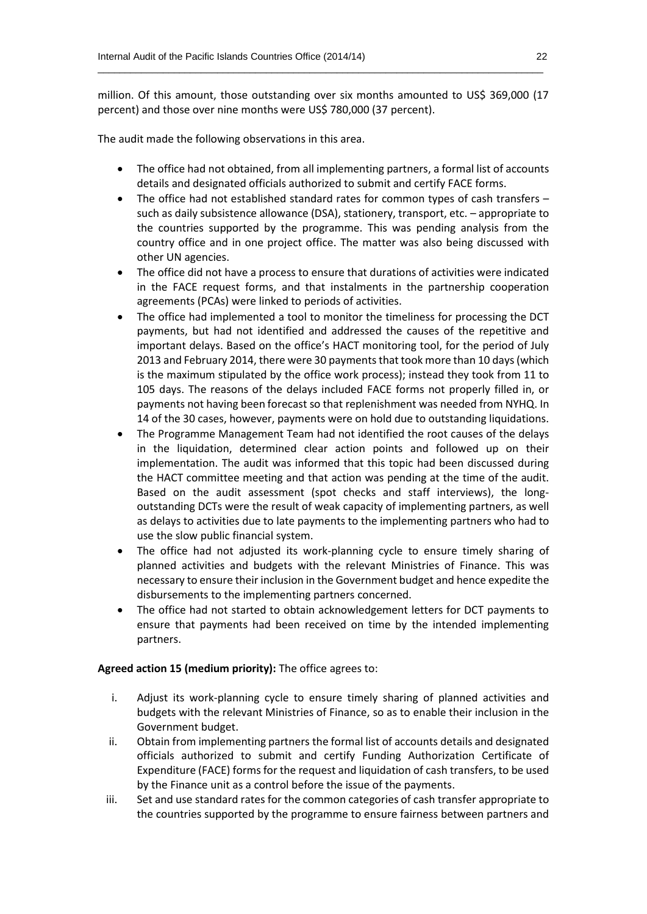million. Of this amount, those outstanding over six months amounted to US$ 369,000 (17 percent) and those over nine months were US$ 780,000 (37 percent).

The audit made the following observations in this area.

- The office had not obtained, from all implementing partners, a formal list of accounts details and designated officials authorized to submit and certify FACE forms.
- The office had not established standard rates for common types of cash transfers – such as daily subsistence allowance (DSA), stationery, transport, etc. – appropriate to the countries supported by the programme. This was pending analysis from the country office and in one project office. The matter was also being discussed with other UN agencies.
- The office did not have a process to ensure that durations of activities were indicated in the FACE request forms, and that instalments in the partnership cooperation agreements (PCAs) were linked to periods of activities.
- The office had implemented a tool to monitor the timeliness for processing the DCT payments, but had not identified and addressed the causes of the repetitive and important delays. Based on the office's HACT monitoring tool, for the period of July 2013 and February 2014, there were 30 payments that took more than 10 days (which is the maximum stipulated by the office work process); instead they took from 11 to 105 days. The reasons of the delays included FACE forms not properly filled in, or payments not having been forecast so that replenishment was needed from NYHQ. In 14 of the 30 cases, however, payments were on hold due to outstanding liquidations.
- The Programme Management Team had not identified the root causes of the delays in the liquidation, determined clear action points and followed up on their implementation. The audit was informed that this topic had been discussed during the HACT committee meeting and that action was pending at the time of the audit. Based on the audit assessment (spot checks and staff interviews), the long-outstanding DCTs were the result of weak capacity of implementing partners, as well as delays to activities due to late payments to the implementing partners who had to use the slow public financial system.
- The office had not adjusted its work-planning cycle to ensure timely sharing of planned activities and budgets with the relevant Ministries of Finance. This was necessary to ensure their inclusion in the Government budget and hence expedite the disbursements to the implementing partners concerned.
- The office had not started to obtain acknowledgement letters for DCT payments to ensure that payments had been received on time by the intended implementing partners.

**Agreed action 15 (medium priority):** The office agrees to:

i. Adjust its work-planning cycle to ensure timely sharing of planned activities and budgets with the relevant Ministries of Finance, so as to enable their inclusion in the Government budget.
ii. Obtain from implementing partners the formal list of accounts details and designated officials authorized to submit and certify Funding Authorization Certificate of Expenditure (FACE) forms for the request and liquidation of cash transfers, to be used by the Finance unit as a control before the issue of the payments.
iii. Set and use standard rates for the common categories of cash transfer appropriate to the countries supported by the programme to ensure fairness between partners and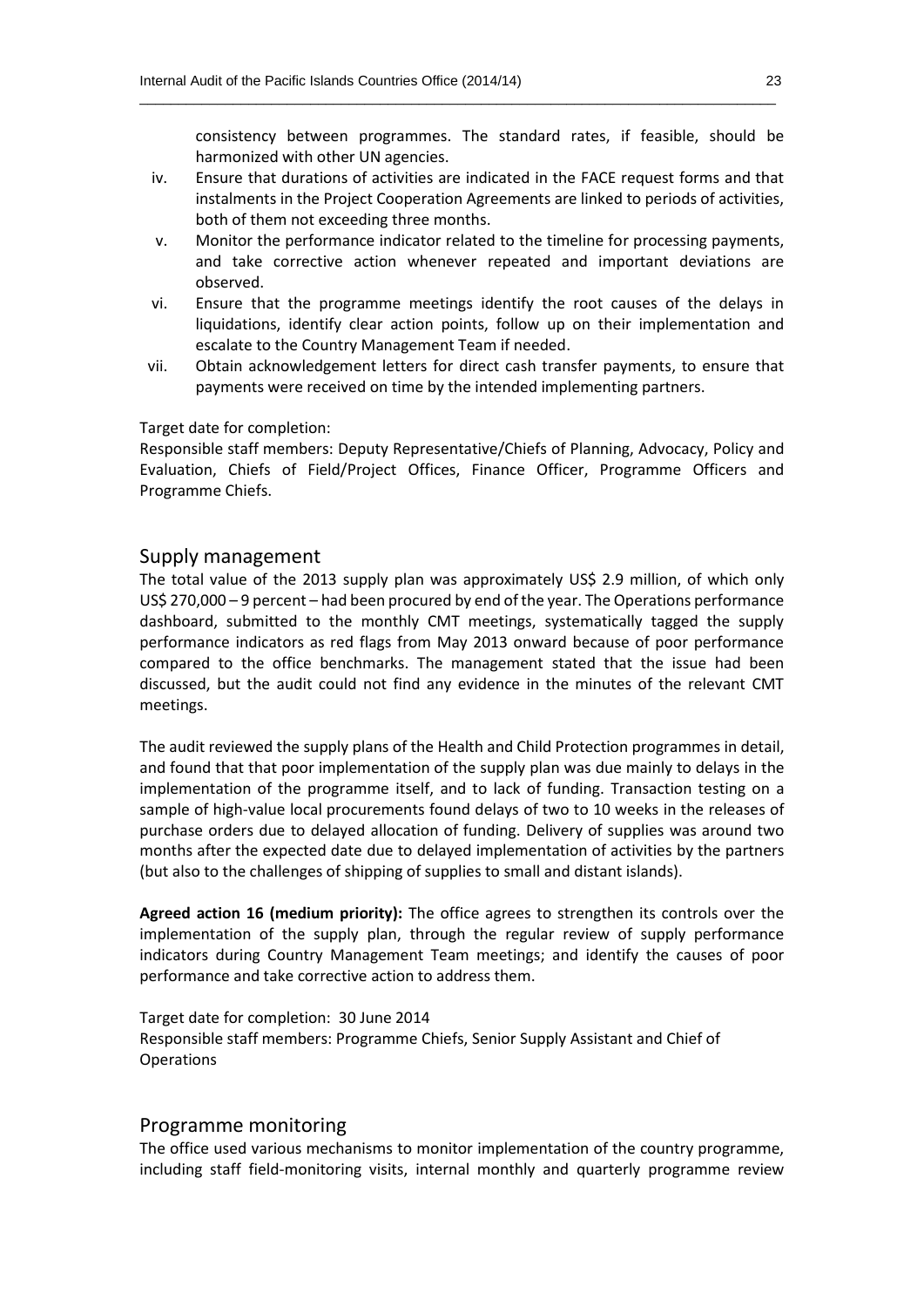consistency between programmes. The standard rates, if feasible, should be harmonized with other UN agencies.

iv. Ensure that durations of activities are indicated in the FACE request forms and that instalments in the Project Cooperation Agreements are linked to periods of activities, both of them not exceeding three months.

v. Monitor the performance indicator related to the timeline for processing payments, and take corrective action whenever repeated and important deviations are observed.

vi. Ensure that the programme meetings identify the root causes of the delays in liquidations, identify clear action points, follow up on their implementation and escalate to the Country Management Team if needed.

vii. Obtain acknowledgement letters for direct cash transfer payments, to ensure that payments were received on time by the intended implementing partners.

Target date for completion:
Responsible staff members: Deputy Representative/Chiefs of Planning, Advocacy, Policy and Evaluation, Chiefs of Field/Project Offices, Finance Officer, Programme Officers and Programme Chiefs.

## Supply management

The total value of the 2013 supply plan was approximately US$ 2.9 million, of which only US$ 270,000 – 9 percent – had been procured by end of the year. The Operations performance dashboard, submitted to the monthly CMT meetings, systematically tagged the supply performance indicators as red flags from May 2013 onward because of poor performance compared to the office benchmarks. The management stated that the issue had been discussed, but the audit could not find any evidence in the minutes of the relevant CMT meetings.

The audit reviewed the supply plans of the Health and Child Protection programmes in detail, and found that that poor implementation of the supply plan was due mainly to delays in the implementation of the programme itself, and to lack of funding. Transaction testing on a sample of high-value local procurements found delays of two to 10 weeks in the releases of purchase orders due to delayed allocation of funding. Delivery of supplies was around two months after the expected date due to delayed implementation of activities by the partners (but also to the challenges of shipping of supplies to small and distant islands).

**Agreed action 16 (medium priority):** The office agrees to strengthen its controls over the implementation of the supply plan, through the regular review of supply performance indicators during Country Management Team meetings; and identify the causes of poor performance and take corrective action to address them.

Target date for completion: 30 June 2014
Responsible staff members: Programme Chiefs, Senior Supply Assistant and Chief of Operations

## Programme monitoring

The office used various mechanisms to monitor implementation of the country programme, including staff field-monitoring visits, internal monthly and quarterly programme review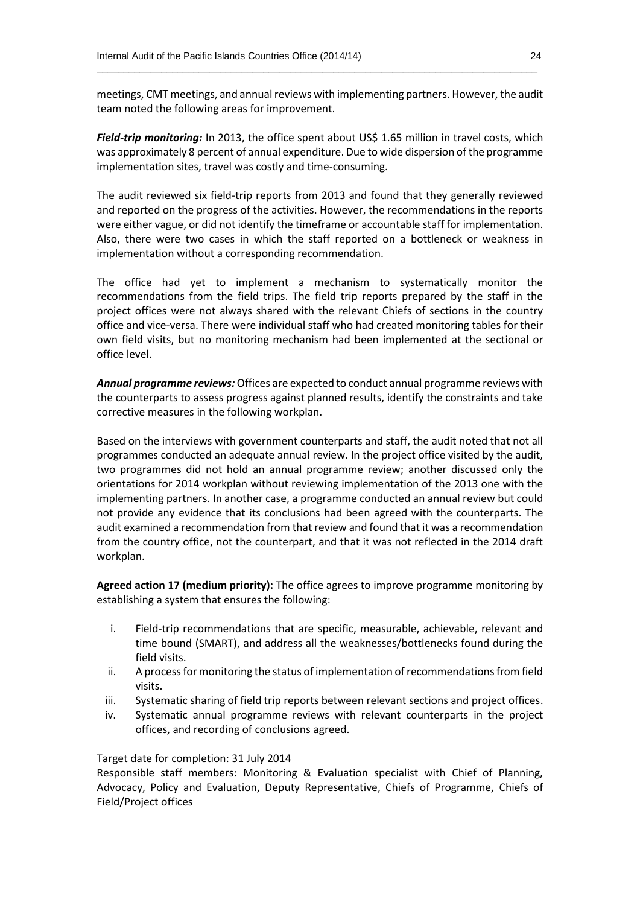meetings, CMT meetings, and annual reviews with implementing partners. However, the audit team noted the following areas for improvement.

***Field-trip monitoring:*** In 2013, the office spent about US$ 1.65 million in travel costs, which was approximately 8 percent of annual expenditure. Due to wide dispersion of the programme implementation sites, travel was costly and time-consuming.

The audit reviewed six field-trip reports from 2013 and found that they generally reviewed and reported on the progress of the activities. However, the recommendations in the reports were either vague, or did not identify the timeframe or accountable staff for implementation. Also, there were two cases in which the staff reported on a bottleneck or weakness in implementation without a corresponding recommendation.

The office had yet to implement a mechanism to systematically monitor the recommendations from the field trips. The field trip reports prepared by the staff in the project offices were not always shared with the relevant Chiefs of sections in the country office and vice-versa. There were individual staff who had created monitoring tables for their own field visits, but no monitoring mechanism had been implemented at the sectional or office level.

***Annual programme reviews:*** Offices are expected to conduct annual programme reviews with the counterparts to assess progress against planned results, identify the constraints and take corrective measures in the following workplan.

Based on the interviews with government counterparts and staff, the audit noted that not all programmes conducted an adequate annual review. In the project office visited by the audit, two programmes did not hold an annual programme review; another discussed only the orientations for 2014 workplan without reviewing implementation of the 2013 one with the implementing partners. In another case, a programme conducted an annual review but could not provide any evidence that its conclusions had been agreed with the counterparts. The audit examined a recommendation from that review and found that it was a recommendation from the country office, not the counterpart, and that it was not reflected in the 2014 draft workplan.

**Agreed action 17 (medium priority):** The office agrees to improve programme monitoring by establishing a system that ensures the following:

i. Field-trip recommendations that are specific, measurable, achievable, relevant and time bound (SMART), and address all the weaknesses/bottlenecks found during the field visits.
ii. A process for monitoring the status of implementation of recommendations from field visits.
iii. Systematic sharing of field trip reports between relevant sections and project offices.
iv. Systematic annual programme reviews with relevant counterparts in the project offices, and recording of conclusions agreed.

Target date for completion: 31 July 2014
Responsible staff members: Monitoring & Evaluation specialist with Chief of Planning, Advocacy, Policy and Evaluation, Deputy Representative, Chiefs of Programme, Chiefs of Field/Project offices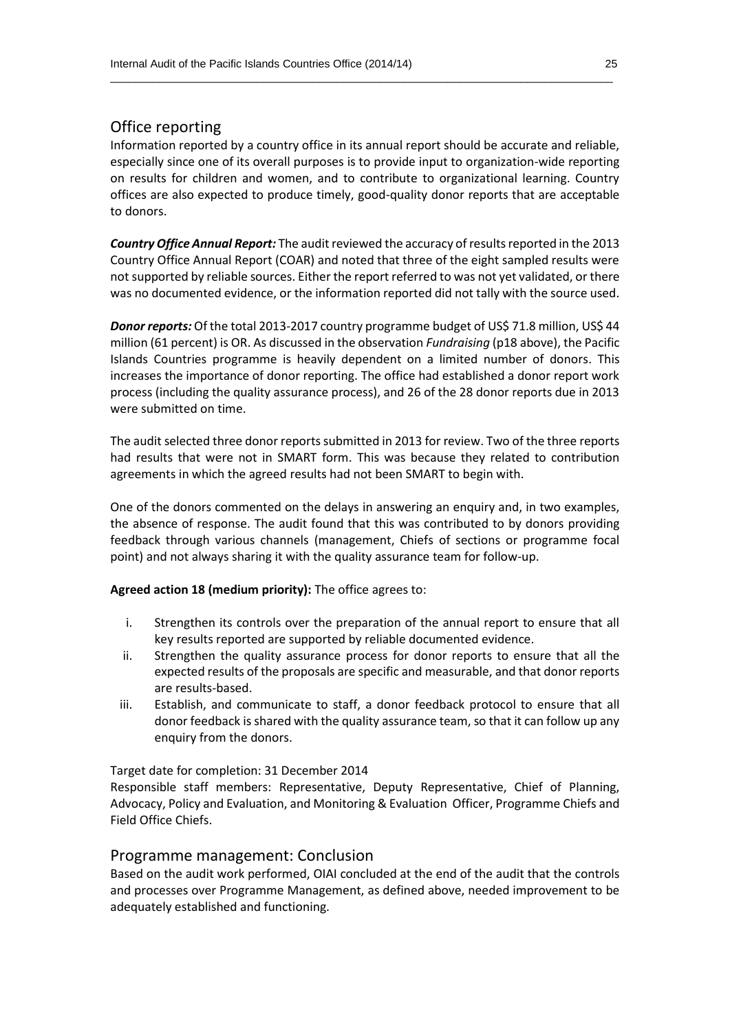## Office reporting

Information reported by a country office in its annual report should be accurate and reliable, especially since one of its overall purposes is to provide input to organization-wide reporting on results for children and women, and to contribute to organizational learning. Country offices are also expected to produce timely, good-quality donor reports that are acceptable to donors.

***Country Office Annual Report:*** The audit reviewed the accuracy of results reported in the 2013 Country Office Annual Report (COAR) and noted that three of the eight sampled results were not supported by reliable sources. Either the report referred to was not yet validated, or there was no documented evidence, or the information reported did not tally with the source used.

***Donor reports:*** Of the total 2013-2017 country programme budget of US$ 71.8 million, US$ 44 million (61 percent) is OR. As discussed in the observation *Fundraising* (p18 above), the Pacific Islands Countries programme is heavily dependent on a limited number of donors. This increases the importance of donor reporting. The office had established a donor report work process (including the quality assurance process), and 26 of the 28 donor reports due in 2013 were submitted on time.

The audit selected three donor reports submitted in 2013 for review. Two of the three reports had results that were not in SMART form. This was because they related to contribution agreements in which the agreed results had not been SMART to begin with.

One of the donors commented on the delays in answering an enquiry and, in two examples, the absence of response. The audit found that this was contributed to by donors providing feedback through various channels (management, Chiefs of sections or programme focal point) and not always sharing it with the quality assurance team for follow-up.

**Agreed action 18 (medium priority):** The office agrees to:

i. Strengthen its controls over the preparation of the annual report to ensure that all key results reported are supported by reliable documented evidence.
ii. Strengthen the quality assurance process for donor reports to ensure that all the expected results of the proposals are specific and measurable, and that donor reports are results-based.
iii. Establish, and communicate to staff, a donor feedback protocol to ensure that all donor feedback is shared with the quality assurance team, so that it can follow up any enquiry from the donors.

Target date for completion: 31 December 2014
Responsible staff members: Representative, Deputy Representative, Chief of Planning, Advocacy, Policy and Evaluation, and Monitoring & Evaluation Officer, Programme Chiefs and Field Office Chiefs.

## Programme management: Conclusion

Based on the audit work performed, OIAI concluded at the end of the audit that the controls and processes over Programme Management, as defined above, needed improvement to be adequately established and functioning.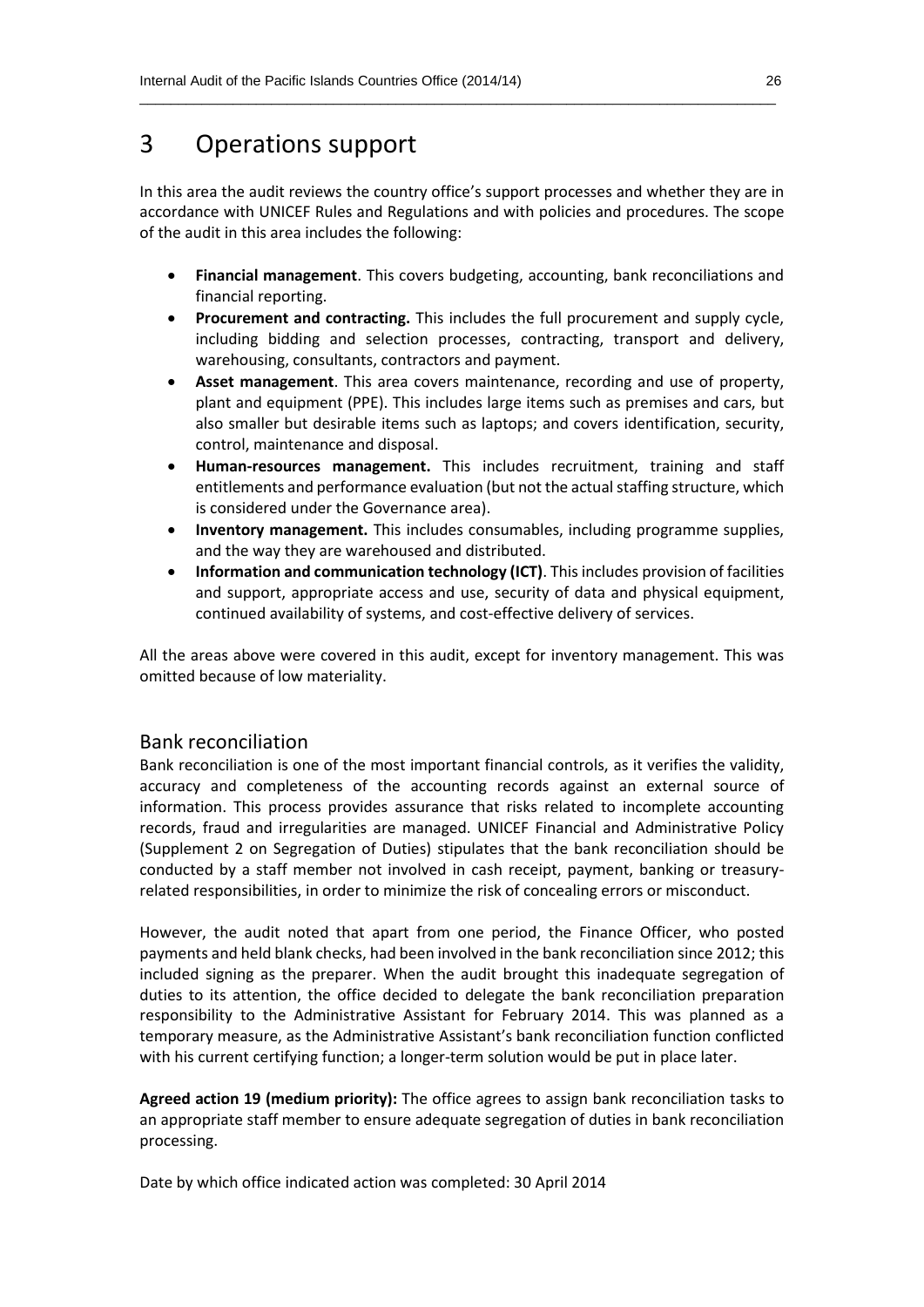# 3 Operations support

In this area the audit reviews the country office's support processes and whether they are in accordance with UNICEF Rules and Regulations and with policies and procedures. The scope of the audit in this area includes the following:

- **Financial management**. This covers budgeting, accounting, bank reconciliations and financial reporting.
- **Procurement and contracting.** This includes the full procurement and supply cycle, including bidding and selection processes, contracting, transport and delivery, warehousing, consultants, contractors and payment.
- **Asset management**. This area covers maintenance, recording and use of property, plant and equipment (PPE). This includes large items such as premises and cars, but also smaller but desirable items such as laptops; and covers identification, security, control, maintenance and disposal.
- **Human-resources management.** This includes recruitment, training and staff entitlements and performance evaluation (but not the actual staffing structure, which is considered under the Governance area).
- **Inventory management.** This includes consumables, including programme supplies, and the way they are warehoused and distributed.
- **Information and communication technology (ICT)**. This includes provision of facilities and support, appropriate access and use, security of data and physical equipment, continued availability of systems, and cost-effective delivery of services.

All the areas above were covered in this audit, except for inventory management. This was omitted because of low materiality.

## Bank reconciliation

Bank reconciliation is one of the most important financial controls, as it verifies the validity, accuracy and completeness of the accounting records against an external source of information. This process provides assurance that risks related to incomplete accounting records, fraud and irregularities are managed. UNICEF Financial and Administrative Policy (Supplement 2 on Segregation of Duties) stipulates that the bank reconciliation should be conducted by a staff member not involved in cash receipt, payment, banking or treasury-related responsibilities, in order to minimize the risk of concealing errors or misconduct.

However, the audit noted that apart from one period, the Finance Officer, who posted payments and held blank checks, had been involved in the bank reconciliation since 2012; this included signing as the preparer. When the audit brought this inadequate segregation of duties to its attention, the office decided to delegate the bank reconciliation preparation responsibility to the Administrative Assistant for February 2014. This was planned as a temporary measure, as the Administrative Assistant's bank reconciliation function conflicted with his current certifying function; a longer-term solution would be put in place later.

**Agreed action 19 (medium priority):** The office agrees to assign bank reconciliation tasks to an appropriate staff member to ensure adequate segregation of duties in bank reconciliation processing.

Date by which office indicated action was completed: 30 April 2014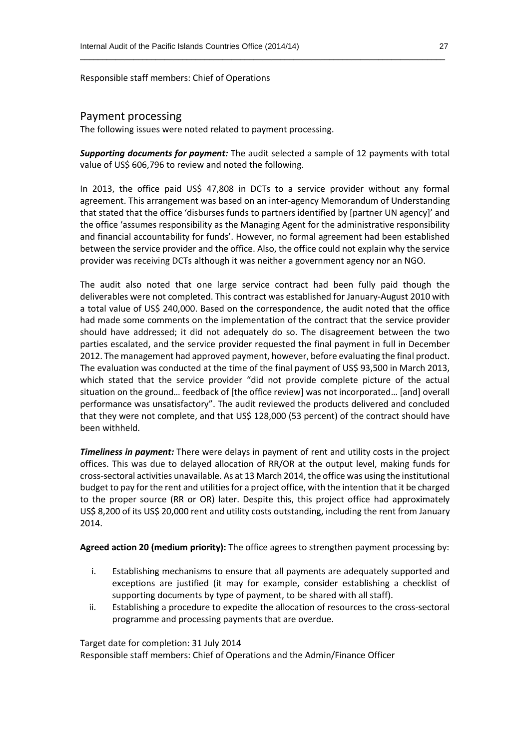Responsible staff members: Chief of Operations

## Payment processing

The following issues were noted related to payment processing.

***Supporting documents for payment:*** The audit selected a sample of 12 payments with total value of US$ 606,796 to review and noted the following.

In 2013, the office paid US$ 47,808 in DCTs to a service provider without any formal agreement. This arrangement was based on an inter-agency Memorandum of Understanding that stated that the office 'disburses funds to partners identified by [partner UN agency]' and the office 'assumes responsibility as the Managing Agent for the administrative responsibility and financial accountability for funds'. However, no formal agreement had been established between the service provider and the office. Also, the office could not explain why the service provider was receiving DCTs although it was neither a government agency nor an NGO.

The audit also noted that one large service contract had been fully paid though the deliverables were not completed. This contract was established for January-August 2010 with a total value of US$ 240,000. Based on the correspondence, the audit noted that the office had made some comments on the implementation of the contract that the service provider should have addressed; it did not adequately do so. The disagreement between the two parties escalated, and the service provider requested the final payment in full in December 2012. The management had approved payment, however, before evaluating the final product. The evaluation was conducted at the time of the final payment of US$ 93,500 in March 2013, which stated that the service provider "did not provide complete picture of the actual situation on the ground… feedback of [the office review] was not incorporated… [and] overall performance was unsatisfactory". The audit reviewed the products delivered and concluded that they were not complete, and that US$ 128,000 (53 percent) of the contract should have been withheld.

***Timeliness in payment:*** There were delays in payment of rent and utility costs in the project offices. This was due to delayed allocation of RR/OR at the output level, making funds for cross-sectoral activities unavailable. As at 13 March 2014, the office was using the institutional budget to pay for the rent and utilities for a project office, with the intention that it be charged to the proper source (RR or OR) later. Despite this, this project office had approximately US$ 8,200 of its US$ 20,000 rent and utility costs outstanding, including the rent from January 2014.

**Agreed action 20 (medium priority):** The office agrees to strengthen payment processing by:

i. Establishing mechanisms to ensure that all payments are adequately supported and exceptions are justified (it may for example, consider establishing a checklist of supporting documents by type of payment, to be shared with all staff).
ii. Establishing a procedure to expedite the allocation of resources to the cross-sectoral programme and processing payments that are overdue.

Target date for completion: 31 July 2014
Responsible staff members: Chief of Operations and the Admin/Finance Officer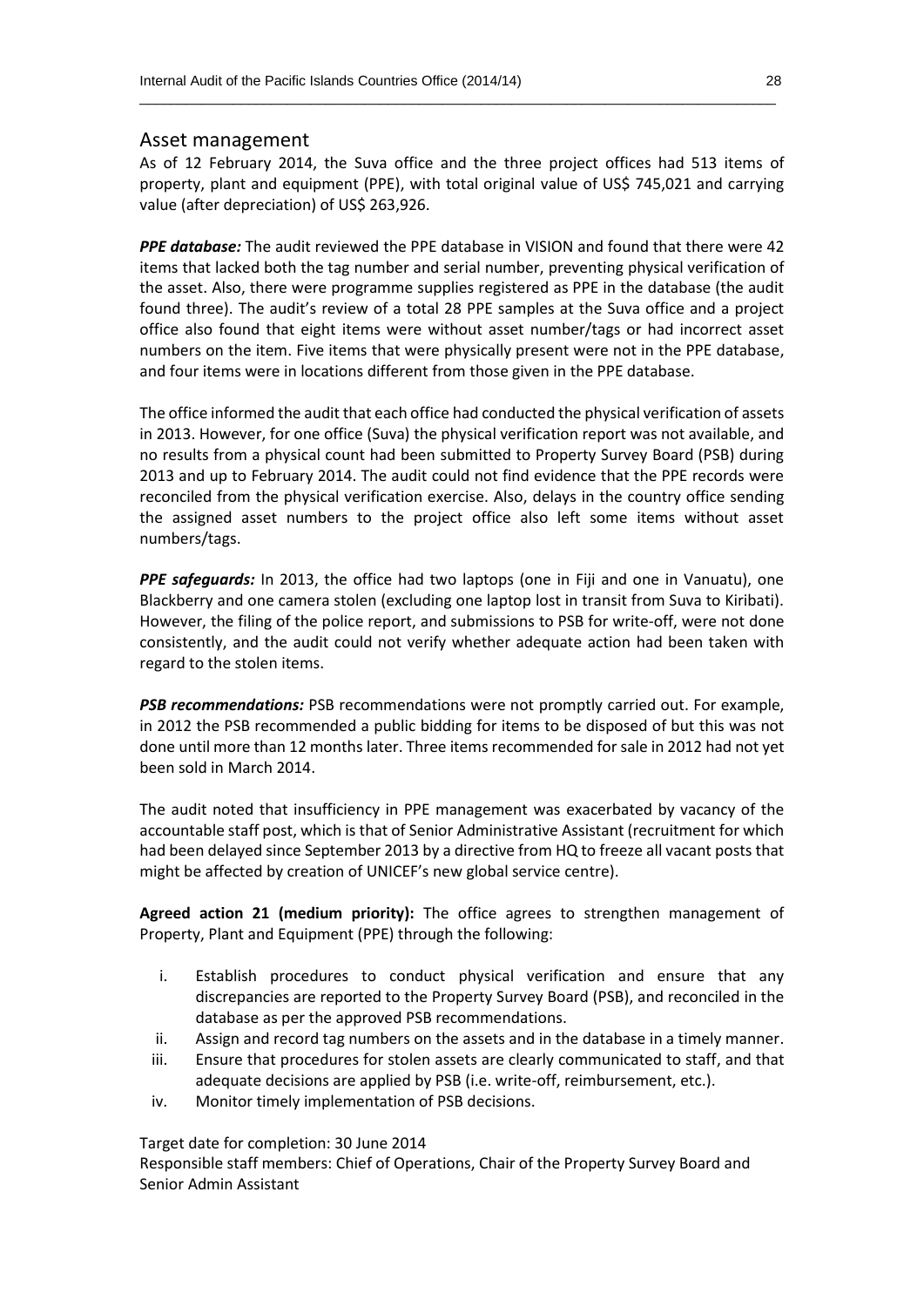## Asset management

As of 12 February 2014, the Suva office and the three project offices had 513 items of property, plant and equipment (PPE), with total original value of US$ 745,021 and carrying value (after depreciation) of US$ 263,926.

***PPE database:*** The audit reviewed the PPE database in VISION and found that there were 42 items that lacked both the tag number and serial number, preventing physical verification of the asset. Also, there were programme supplies registered as PPE in the database (the audit found three). The audit's review of a total 28 PPE samples at the Suva office and a project office also found that eight items were without asset number/tags or had incorrect asset numbers on the item. Five items that were physically present were not in the PPE database, and four items were in locations different from those given in the PPE database.

The office informed the audit that each office had conducted the physical verification of assets in 2013. However, for one office (Suva) the physical verification report was not available, and no results from a physical count had been submitted to Property Survey Board (PSB) during 2013 and up to February 2014. The audit could not find evidence that the PPE records were reconciled from the physical verification exercise. Also, delays in the country office sending the assigned asset numbers to the project office also left some items without asset numbers/tags.

***PPE safeguards:*** In 2013, the office had two laptops (one in Fiji and one in Vanuatu), one Blackberry and one camera stolen (excluding one laptop lost in transit from Suva to Kiribati). However, the filing of the police report, and submissions to PSB for write-off, were not done consistently, and the audit could not verify whether adequate action had been taken with regard to the stolen items.

***PSB recommendations:*** PSB recommendations were not promptly carried out. For example, in 2012 the PSB recommended a public bidding for items to be disposed of but this was not done until more than 12 months later. Three items recommended for sale in 2012 had not yet been sold in March 2014.

The audit noted that insufficiency in PPE management was exacerbated by vacancy of the accountable staff post, which is that of Senior Administrative Assistant (recruitment for which had been delayed since September 2013 by a directive from HQ to freeze all vacant posts that might be affected by creation of UNICEF's new global service centre).

**Agreed action 21 (medium priority):** The office agrees to strengthen management of Property, Plant and Equipment (PPE) through the following:

i. Establish procedures to conduct physical verification and ensure that any discrepancies are reported to the Property Survey Board (PSB), and reconciled in the database as per the approved PSB recommendations.
ii. Assign and record tag numbers on the assets and in the database in a timely manner.
iii. Ensure that procedures for stolen assets are clearly communicated to staff, and that adequate decisions are applied by PSB (i.e. write-off, reimbursement, etc.).
iv. Monitor timely implementation of PSB decisions.

Target date for completion: 30 June 2014
Responsible staff members: Chief of Operations, Chair of the Property Survey Board and Senior Admin Assistant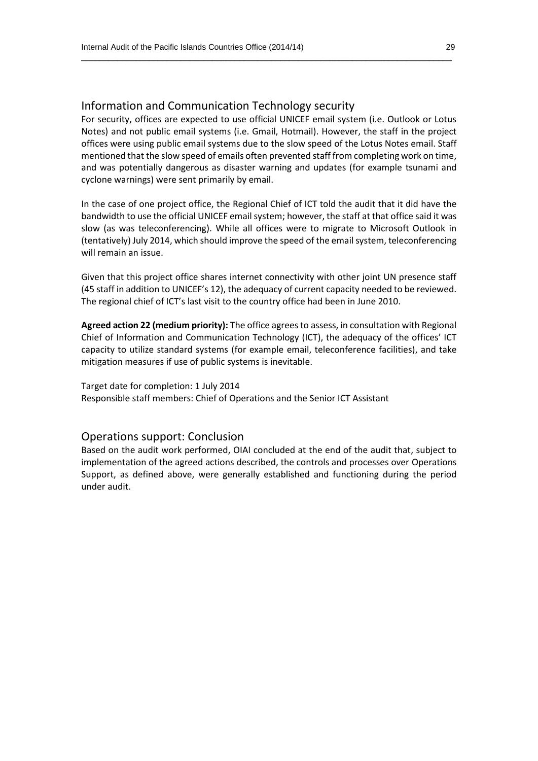## Information and Communication Technology security

For security, offices are expected to use official UNICEF email system (i.e. Outlook or Lotus Notes) and not public email systems (i.e. Gmail, Hotmail). However, the staff in the project offices were using public email systems due to the slow speed of the Lotus Notes email. Staff mentioned that the slow speed of emails often prevented staff from completing work on time, and was potentially dangerous as disaster warning and updates (for example tsunami and cyclone warnings) were sent primarily by email.

In the case of one project office, the Regional Chief of ICT told the audit that it did have the bandwidth to use the official UNICEF email system; however, the staff at that office said it was slow (as was teleconferencing). While all offices were to migrate to Microsoft Outlook in (tentatively) July 2014, which should improve the speed of the email system, teleconferencing will remain an issue.

Given that this project office shares internet connectivity with other joint UN presence staff (45 staff in addition to UNICEF's 12), the adequacy of current capacity needed to be reviewed. The regional chief of ICT's last visit to the country office had been in June 2010.

**Agreed action 22 (medium priority):** The office agrees to assess, in consultation with Regional Chief of Information and Communication Technology (ICT), the adequacy of the offices' ICT capacity to utilize standard systems (for example email, teleconference facilities), and take mitigation measures if use of public systems is inevitable.

Target date for completion: 1 July 2014
Responsible staff members: Chief of Operations and the Senior ICT Assistant

## Operations support: Conclusion

Based on the audit work performed, OIAI concluded at the end of the audit that, subject to implementation of the agreed actions described, the controls and processes over Operations Support, as defined above, were generally established and functioning during the period under audit.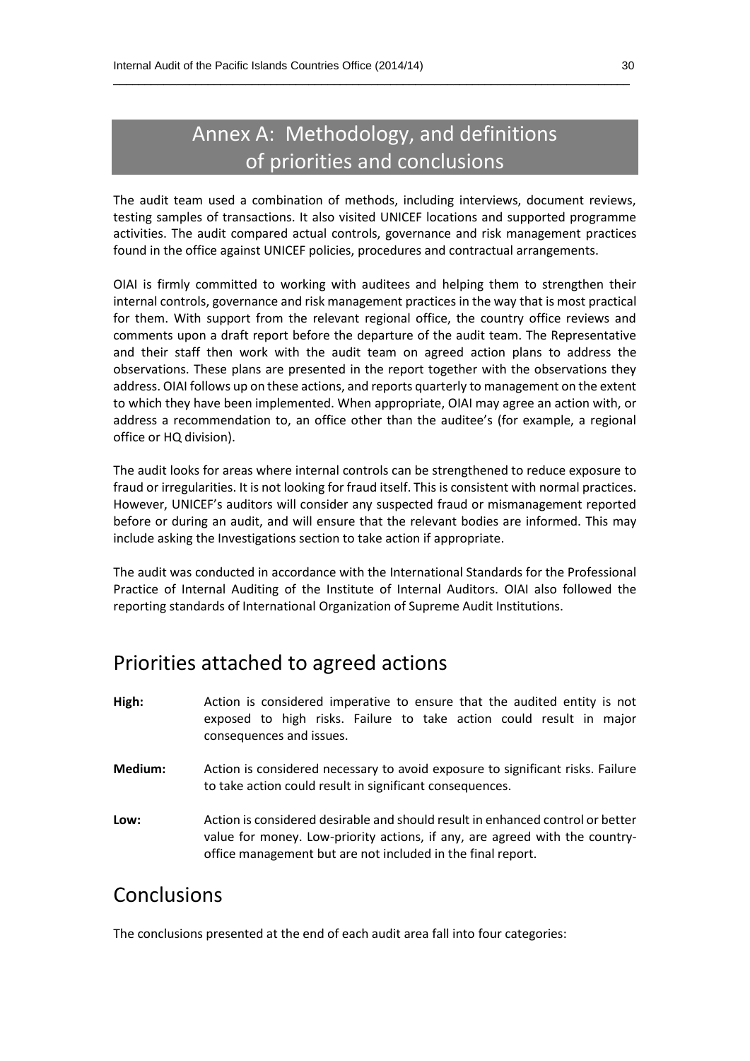# Annex A: Methodology, and definitions of priorities and conclusions

The audit team used a combination of methods, including interviews, document reviews, testing samples of transactions. It also visited UNICEF locations and supported programme activities. The audit compared actual controls, governance and risk management practices found in the office against UNICEF policies, procedures and contractual arrangements.

OIAI is firmly committed to working with auditees and helping them to strengthen their internal controls, governance and risk management practices in the way that is most practical for them. With support from the relevant regional office, the country office reviews and comments upon a draft report before the departure of the audit team. The Representative and their staff then work with the audit team on agreed action plans to address the observations. These plans are presented in the report together with the observations they address. OIAI follows up on these actions, and reports quarterly to management on the extent to which they have been implemented. When appropriate, OIAI may agree an action with, or address a recommendation to, an office other than the auditee's (for example, a regional office or HQ division).

The audit looks for areas where internal controls can be strengthened to reduce exposure to fraud or irregularities. It is not looking for fraud itself. This is consistent with normal practices. However, UNICEF's auditors will consider any suspected fraud or mismanagement reported before or during an audit, and will ensure that the relevant bodies are informed. This may include asking the Investigations section to take action if appropriate.

The audit was conducted in accordance with the International Standards for the Professional Practice of Internal Auditing of the Institute of Internal Auditors. OIAI also followed the reporting standards of International Organization of Supreme Audit Institutions.

## Priorities attached to agreed actions

**High:** Action is considered imperative to ensure that the audited entity is not exposed to high risks. Failure to take action could result in major consequences and issues.

**Medium:** Action is considered necessary to avoid exposure to significant risks. Failure to take action could result in significant consequences.

**Low:** Action is considered desirable and should result in enhanced control or better value for money. Low-priority actions, if any, are agreed with the country-office management but are not included in the final report.

## Conclusions

The conclusions presented at the end of each audit area fall into four categories: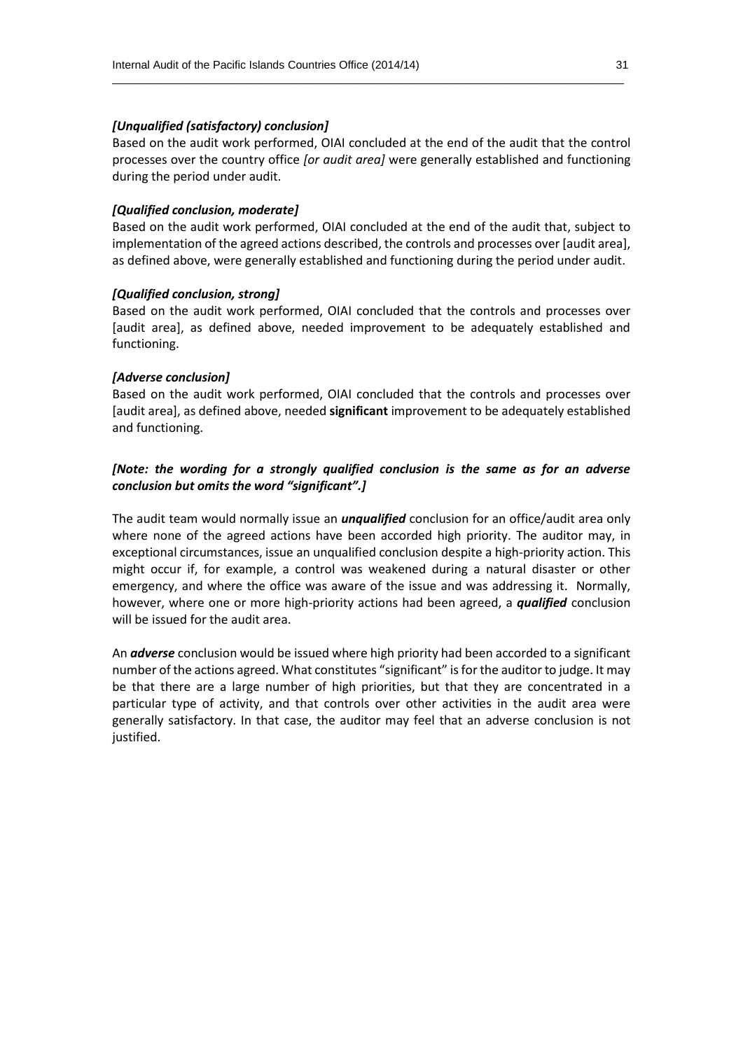***[Unqualified (satisfactory) conclusion]***

Based on the audit work performed, OIAI concluded at the end of the audit that the control processes over the country office *[or audit area]* were generally established and functioning during the period under audit.

***[Qualified conclusion, moderate]***

Based on the audit work performed, OIAI concluded at the end of the audit that, subject to implementation of the agreed actions described, the controls and processes over [audit area], as defined above, were generally established and functioning during the period under audit.

***[Qualified conclusion, strong]***

Based on the audit work performed, OIAI concluded that the controls and processes over [audit area], as defined above, needed improvement to be adequately established and functioning.

***[Adverse conclusion]***

Based on the audit work performed, OIAI concluded that the controls and processes over [audit area], as defined above, needed **significant** improvement to be adequately established and functioning.

***[Note: the wording for a strongly qualified conclusion is the same as for an adverse conclusion but omits the word "significant".]***

The audit team would normally issue an ***unqualified*** conclusion for an office/audit area only where none of the agreed actions have been accorded high priority. The auditor may, in exceptional circumstances, issue an unqualified conclusion despite a high-priority action. This might occur if, for example, a control was weakened during a natural disaster or other emergency, and where the office was aware of the issue and was addressing it. Normally, however, where one or more high-priority actions had been agreed, a ***qualified*** conclusion will be issued for the audit area.

An ***adverse*** conclusion would be issued where high priority had been accorded to a significant number of the actions agreed. What constitutes "significant" is for the auditor to judge. It may be that there are a large number of high priorities, but that they are concentrated in a particular type of activity, and that controls over other activities in the audit area were generally satisfactory. In that case, the auditor may feel that an adverse conclusion is not justified.